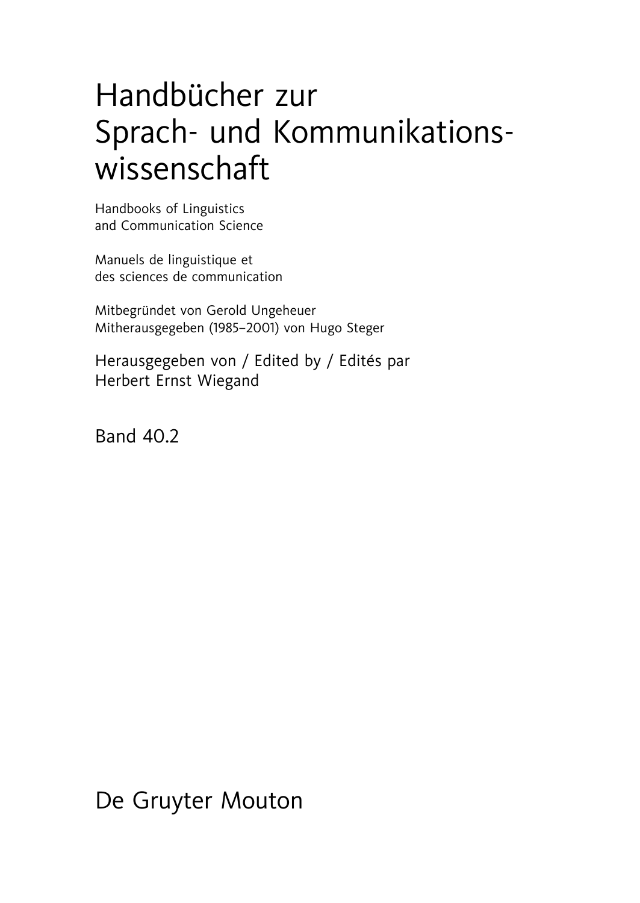# Handbücher zur Sprach- und Kommunikations-wissenschaft

Handbooks of Linguistics
and Communication Science

Manuels de linguistique et
des sciences de communication

Mitbegründet von Gerold Ungeheuer
Mitherausgegeben (1985–2001) von Hugo Steger

Herausgegeben von / Edited by / Edités par
Herbert Ernst Wiegand

Band 40.2

De Gruyter Mouton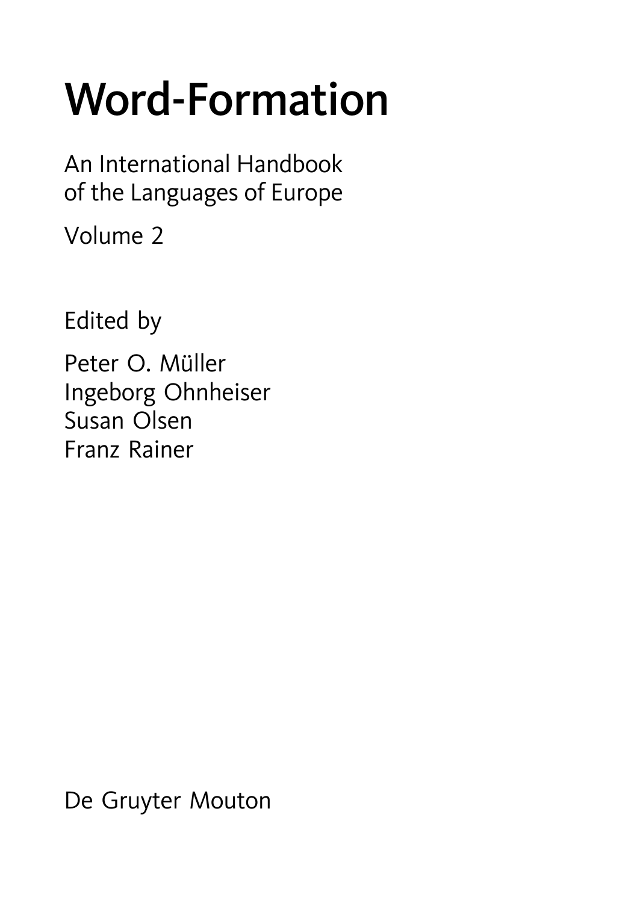# Word-Formation

An International Handbook of the Languages of Europe

Volume 2

Edited by

Peter O. Müller
Ingeborg Ohnheiser
Susan Olsen
Franz Rainer

De Gruyter Mouton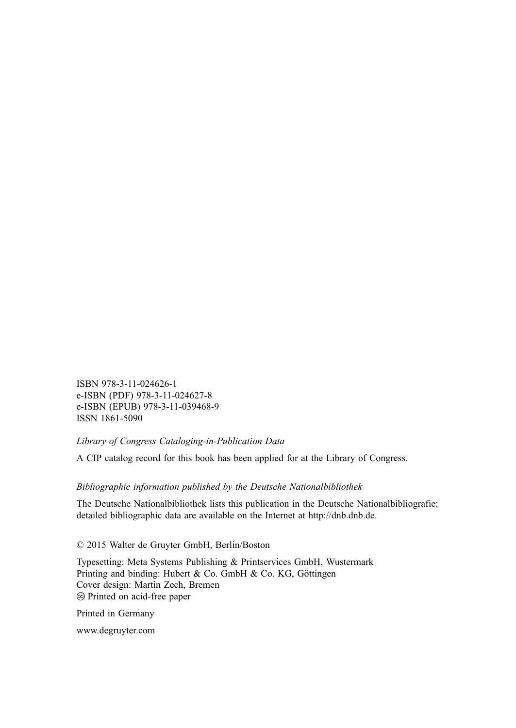ISBN 978-3-11-024626-1
e-ISBN (PDF) 978-3-11-024627-8
e-ISBN (EPUB) 978-3-11-039468-9
ISSN 1861-5090

*Library of Congress Cataloging-in-Publication Data*

A CIP catalog record for this book has been applied for at the Library of Congress.

*Bibliographic information published by the Deutsche Nationalbibliothek*

The Deutsche Nationalbibliothek lists this publication in the Deutsche Nationalbibliografie; detailed bibliographic data are available on the Internet at http://dnb.dnb.de.

© 2015 Walter de Gruyter GmbH, Berlin/Boston

Typesetting: Meta Systems Publishing & Printservices GmbH, Wustermark
Printing and binding: Hubert & Co. GmbH & Co. KG, Göttingen
Cover design: Martin Zech, Bremen
♾ Printed on acid-free paper

Printed in Germany

www.degruyter.com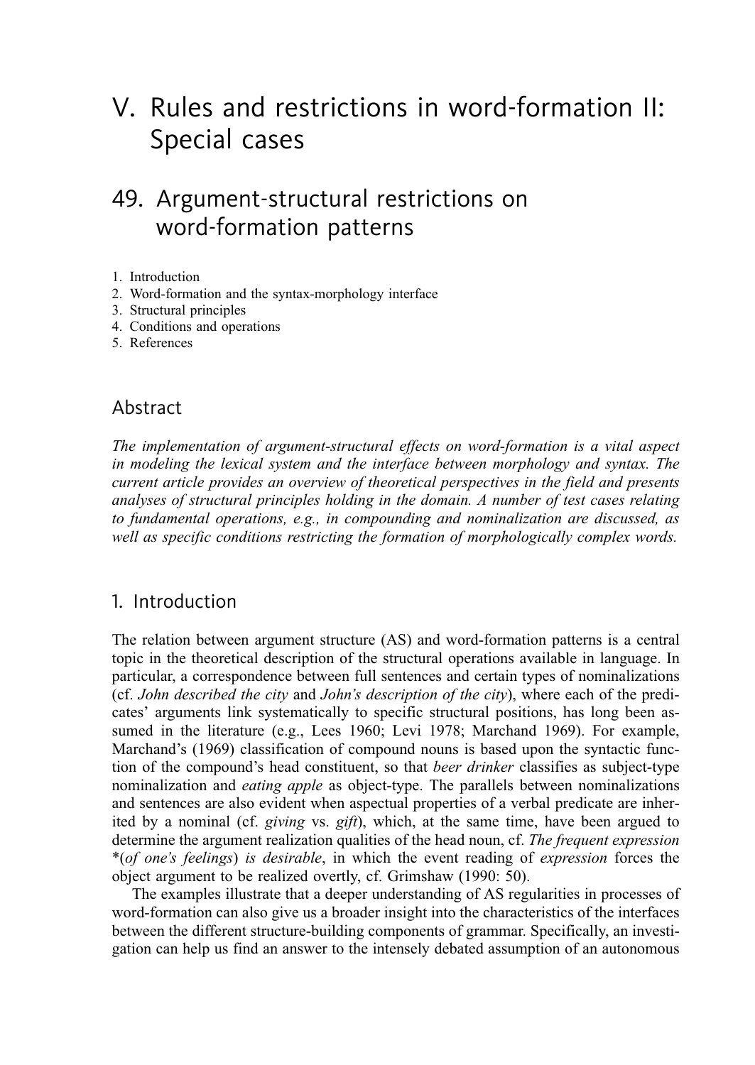# V. Rules and restrictions in word-formation II: Special cases

## 49. Argument-structural restrictions on word-formation patterns

1. Introduction
2. Word-formation and the syntax-morphology interface
3. Structural principles
4. Conditions and operations
5. References

### Abstract

*The implementation of argument-structural effects on word-formation is a vital aspect in modeling the lexical system and the interface between morphology and syntax. The current article provides an overview of theoretical perspectives in the field and presents analyses of structural principles holding in the domain. A number of test cases relating to fundamental operations, e.g., in compounding and nominalization are discussed, as well as specific conditions restricting the formation of morphologically complex words.*

### 1. Introduction

The relation between argument structure (AS) and word-formation patterns is a central topic in the theoretical description of the structural operations available in language. In particular, a correspondence between full sentences and certain types of nominalizations (cf. *John described the city* and *John's description of the city*), where each of the predicates' arguments link systematically to specific structural positions, has long been assumed in the literature (e.g., Lees 1960; Levi 1978; Marchand 1969). For example, Marchand's (1969) classification of compound nouns is based upon the syntactic function of the compound's head constituent, so that *beer drinker* classifies as subject-type nominalization and *eating apple* as object-type. The parallels between nominalizations and sentences are also evident when aspectual properties of a verbal predicate are inherited by a nominal (cf. *giving* vs. *gift*), which, at the same time, have been argued to determine the argument realization qualities of the head noun, cf. *The frequent expression* *(*of one's feelings*) *is desirable*, in which the event reading of *expression* forces the object argument to be realized overtly, cf. Grimshaw (1990: 50).

The examples illustrate that a deeper understanding of AS regularities in processes of word-formation can also give us a broader insight into the characteristics of the interfaces between the different structure-building components of grammar. Specifically, an investigation can help us find an answer to the intensely debated assumption of an autonomous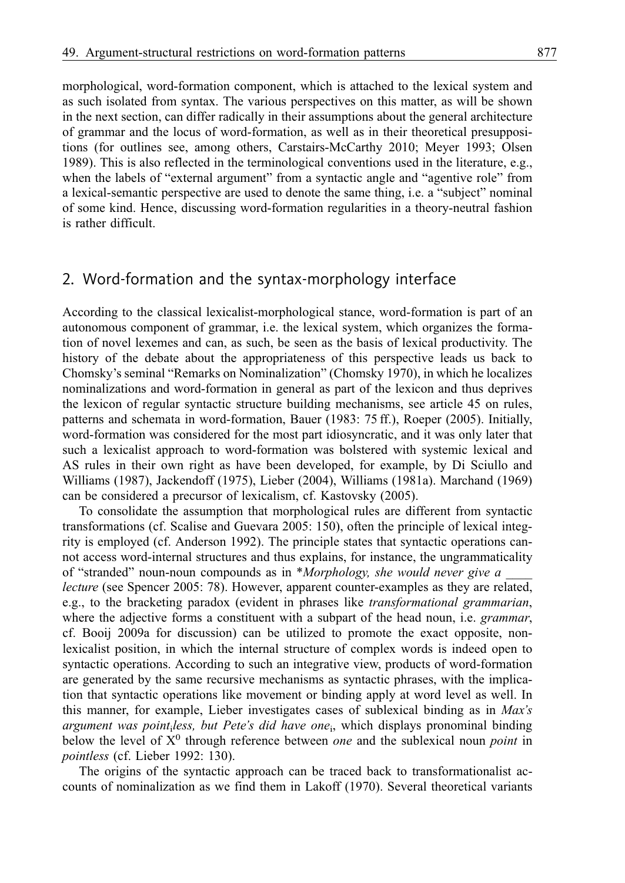morphological, word-formation component, which is attached to the lexical system and as such isolated from syntax. The various perspectives on this matter, as will be shown in the next section, can differ radically in their assumptions about the general architecture of grammar and the locus of word-formation, as well as in their theoretical presuppositions (for outlines see, among others, Carstairs-McCarthy 2010; Meyer 1993; Olsen 1989). This is also reflected in the terminological conventions used in the literature, e.g., when the labels of "external argument" from a syntactic angle and "agentive role" from a lexical-semantic perspective are used to denote the same thing, i.e. a "subject" nominal of some kind. Hence, discussing word-formation regularities in a theory-neutral fashion is rather difficult.

## 2. Word-formation and the syntax-morphology interface

According to the classical lexicalist-morphological stance, word-formation is part of an autonomous component of grammar, i.e. the lexical system, which organizes the formation of novel lexemes and can, as such, be seen as the basis of lexical productivity. The history of the debate about the appropriateness of this perspective leads us back to Chomsky's seminal "Remarks on Nominalization" (Chomsky 1970), in which he localizes nominalizations and word-formation in general as part of the lexicon and thus deprives the lexicon of regular syntactic structure building mechanisms, see article 45 on rules, patterns and schemata in word-formation, Bauer (1983: 75 ff.), Roeper (2005). Initially, word-formation was considered for the most part idiosyncratic, and it was only later that such a lexicalist approach to word-formation was bolstered with systemic lexical and AS rules in their own right as have been developed, for example, by Di Sciullo and Williams (1987), Jackendoff (1975), Lieber (2004), Williams (1981a). Marchand (1969) can be considered a precursor of lexicalism, cf. Kastovsky (2005).

To consolidate the assumption that morphological rules are different from syntactic transformations (cf. Scalise and Guevara 2005: 150), often the principle of lexical integrity is employed (cf. Anderson 1992). The principle states that syntactic operations cannot access word-internal structures and thus explains, for instance, the ungrammaticality of "stranded" noun-noun compounds as in **Morphology, she would never give a \_\_\_\_ lecture* (see Spencer 2005: 78). However, apparent counter-examples as they are related, e.g., to the bracketing paradox (evident in phrases like *transformational grammarian*, where the adjective forms a constituent with a subpart of the head noun, i.e. *grammar*, cf. Booij 2009a for discussion) can be utilized to promote the exact opposite, non-lexicalist position, in which the internal structure of complex words is indeed open to syntactic operations. According to such an integrative view, products of word-formation are generated by the same recursive mechanisms as syntactic phrases, with the implication that syntactic operations like movement or binding apply at word level as well. In this manner, for example, Lieber investigates cases of sublexical binding as in *Max's argument was point*$_i$*less, but Pete's did have one*$_i$, which displays pronominal binding below the level of $X^0$ through reference between *one* and the sublexical noun *point* in *pointless* (cf. Lieber 1992: 130).

The origins of the syntactic approach can be traced back to transformationalist accounts of nominalization as we find them in Lakoff (1970). Several theoretical variants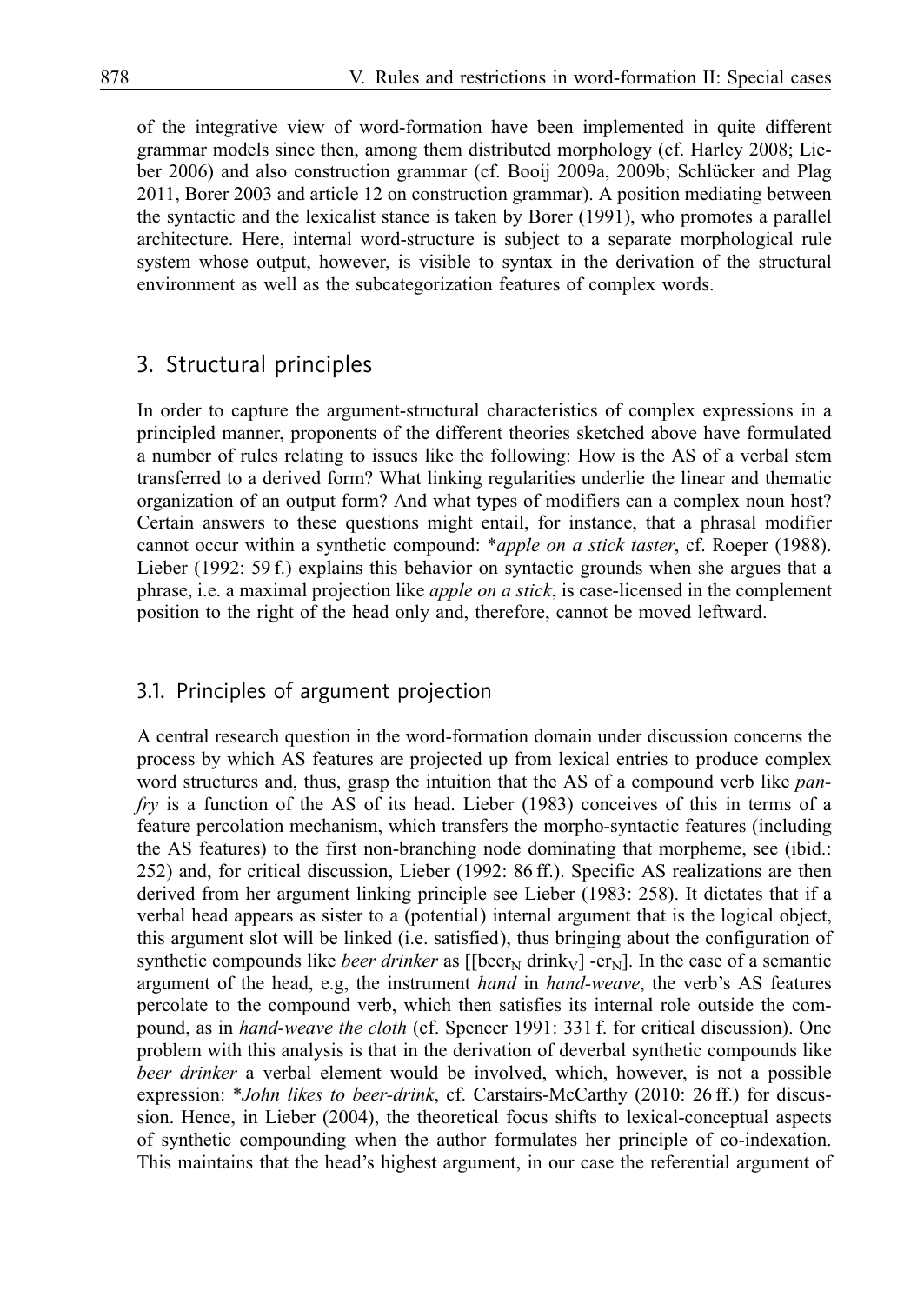of the integrative view of word-formation have been implemented in quite different grammar models since then, among them distributed morphology (cf. Harley 2008; Lieber 2006) and also construction grammar (cf. Booij 2009a, 2009b; Schlücker and Plag 2011, Borer 2003 and article 12 on construction grammar). A position mediating between the syntactic and the lexicalist stance is taken by Borer (1991), who promotes a parallel architecture. Here, internal word-structure is subject to a separate morphological rule system whose output, however, is visible to syntax in the derivation of the structural environment as well as the subcategorization features of complex words.

## 3. Structural principles

In order to capture the argument-structural characteristics of complex expressions in a principled manner, proponents of the different theories sketched above have formulated a number of rules relating to issues like the following: How is the AS of a verbal stem transferred to a derived form? What linking regularities underlie the linear and thematic organization of an output form? And what types of modifiers can a complex noun host? Certain answers to these questions might entail, for instance, that a phrasal modifier cannot occur within a synthetic compound: \**apple on a stick taster*, cf. Roeper (1988). Lieber (1992: 59 f.) explains this behavior on syntactic grounds when she argues that a phrase, i.e. a maximal projection like *apple on a stick*, is case-licensed in the complement position to the right of the head only and, therefore, cannot be moved leftward.

### 3.1. Principles of argument projection

A central research question in the word-formation domain under discussion concerns the process by which AS features are projected up from lexical entries to produce complex word structures and, thus, grasp the intuition that the AS of a compound verb like *pan-fry* is a function of the AS of its head. Lieber (1983) conceives of this in terms of a feature percolation mechanism, which transfers the morpho-syntactic features (including the AS features) to the first non-branching node dominating that morpheme, see (ibid.: 252) and, for critical discussion, Lieber (1992: 86 ff.). Specific AS realizations are then derived from her argument linking principle see Lieber (1983: 258). It dictates that if a verbal head appears as sister to a (potential) internal argument that is the logical object, this argument slot will be linked (i.e. satisfied), thus bringing about the configuration of synthetic compounds like *beer drinker* as [[beer$_N$ drink$_V$] -er$_N$]. In the case of a semantic argument of the head, e.g, the instrument *hand* in *hand-weave*, the verb's AS features percolate to the compound verb, which then satisfies its internal role outside the compound, as in *hand-weave the cloth* (cf. Spencer 1991: 331 f. for critical discussion). One problem with this analysis is that in the derivation of deverbal synthetic compounds like *beer drinker* a verbal element would be involved, which, however, is not a possible expression: \**John likes to beer-drink*, cf. Carstairs-McCarthy (2010: 26 ff.) for discussion. Hence, in Lieber (2004), the theoretical focus shifts to lexical-conceptual aspects of synthetic compounding when the author formulates her principle of co-indexation. This maintains that the head's highest argument, in our case the referential argument of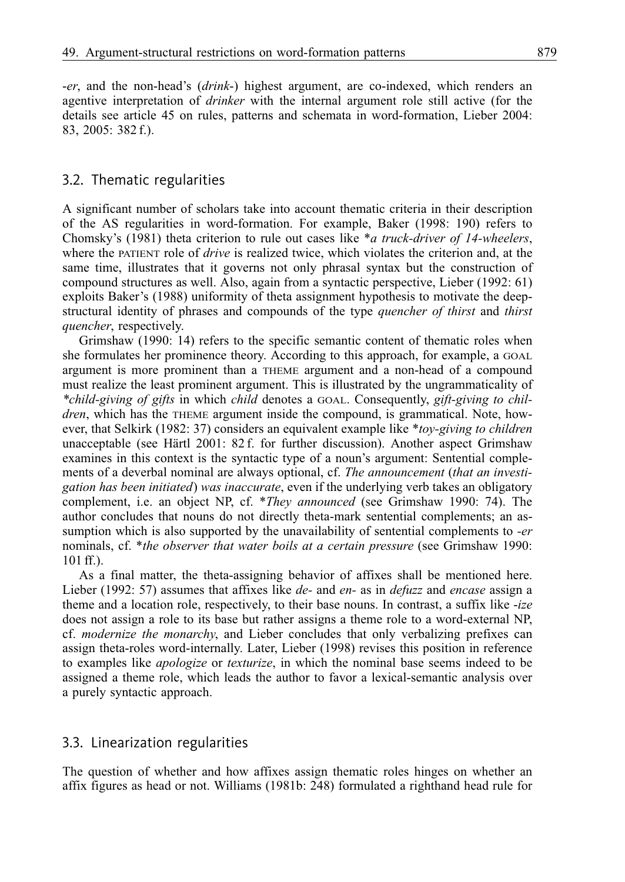*-er*, and the non-head's (*drink-*) highest argument, are co-indexed, which renders an agentive interpretation of *drinker* with the internal argument role still active (for the details see article 45 on rules, patterns and schemata in word-formation, Lieber 2004: 83, 2005: 382 f.).

## 3.2. Thematic regularities

A significant number of scholars take into account thematic criteria in their description of the AS regularities in word-formation. For example, Baker (1998: 190) refers to Chomsky's (1981) theta criterion to rule out cases like *\*a truck-driver of 14-wheelers*, where the PATIENT role of *drive* is realized twice, which violates the criterion and, at the same time, illustrates that it governs not only phrasal syntax but the construction of compound structures as well. Also, again from a syntactic perspective, Lieber (1992: 61) exploits Baker's (1988) uniformity of theta assignment hypothesis to motivate the deep-structural identity of phrases and compounds of the type *quencher of thirst* and *thirst quencher*, respectively.

Grimshaw (1990: 14) refers to the specific semantic content of thematic roles when she formulates her prominence theory. According to this approach, for example, a GOAL argument is more prominent than a THEME argument and a non-head of a compound must realize the least prominent argument. This is illustrated by the ungrammaticality of *\*child-giving of gifts* in which *child* denotes a GOAL. Consequently, *gift-giving to children*, which has the THEME argument inside the compound, is grammatical. Note, however, that Selkirk (1982: 37) considers an equivalent example like \**toy-giving to children* unacceptable (see Härtl 2001: 82 f. for further discussion). Another aspect Grimshaw examines in this context is the syntactic type of a noun's argument: Sentential complements of a deverbal nominal are always optional, cf. *The announcement* (*that an investigation has been initiated*) *was inaccurate*, even if the underlying verb takes an obligatory complement, i.e. an object NP, cf. \**They announced* (see Grimshaw 1990: 74). The author concludes that nouns do not directly theta-mark sentential complements; an assumption which is also supported by the unavailability of sentential complements to *-er* nominals, cf. \**the observer that water boils at a certain pressure* (see Grimshaw 1990: 101 ff.).

As a final matter, the theta-assigning behavior of affixes shall be mentioned here. Lieber (1992: 57) assumes that affixes like *de-* and *en-* as in *defuzz* and *encase* assign a theme and a location role, respectively, to their base nouns. In contrast, a suffix like *-ize* does not assign a role to its base but rather assigns a theme role to a word-external NP, cf. *modernize the monarchy*, and Lieber concludes that only verbalizing prefixes can assign theta-roles word-internally. Later, Lieber (1998) revises this position in reference to examples like *apologize* or *texturize*, in which the nominal base seems indeed to be assigned a theme role, which leads the author to favor a lexical-semantic analysis over a purely syntactic approach.

## 3.3. Linearization regularities

The question of whether and how affixes assign thematic roles hinges on whether an affix figures as head or not. Williams (1981b: 248) formulated a righthand head rule for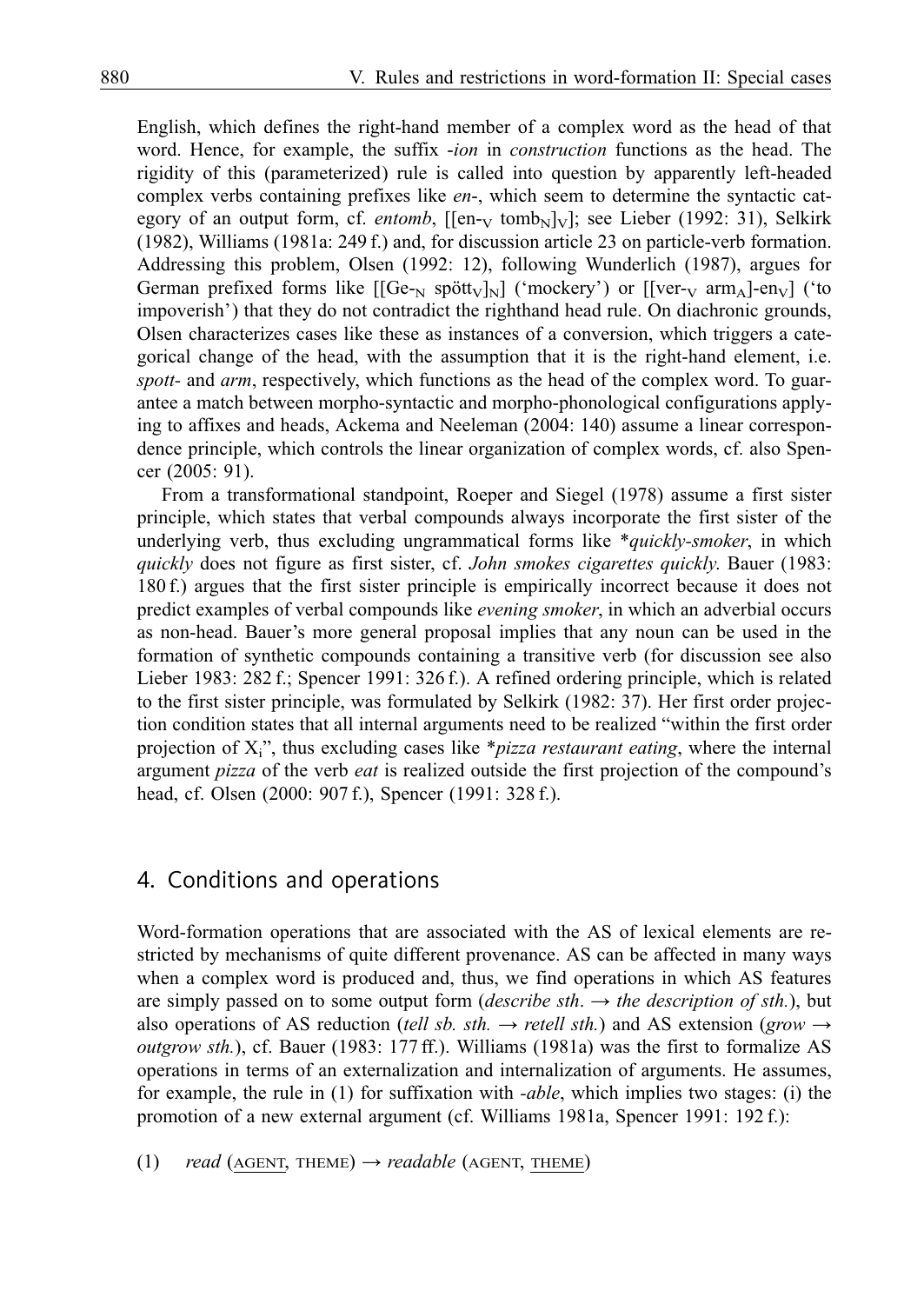English, which defines the right-hand member of a complex word as the head of that word. Hence, for example, the suffix *-ion* in *construction* functions as the head. The rigidity of this (parameterized) rule is called into question by apparently left-headed complex verbs containing prefixes like *en-*, which seem to determine the syntactic category of an output form, cf. *entomb*, $[[\text{en-}_V\ \text{tomb}_N]_V]$; see Lieber (1992: 31), Selkirk (1982), Williams (1981a: 249 f.) and, for discussion article 23 on particle-verb formation. Addressing this problem, Olsen (1992: 12), following Wunderlich (1987), argues for German prefixed forms like $[[\text{Ge-}_N\ \text{spött}_V]_N]$ ('mockery') or $[[\text{ver-}_V\ \text{arm}_A]\text{-en}_V]$ ('to impoverish') that they do not contradict the righthand head rule. On diachronic grounds, Olsen characterizes cases like these as instances of a conversion, which triggers a categorical change of the head, with the assumption that it is the right-hand element, i.e. *spott-* and *arm*, respectively, which functions as the head of the complex word. To guarantee a match between morpho-syntactic and morpho-phonological configurations applying to affixes and heads, Ackema and Neeleman (2004: 140) assume a linear correspondence principle, which controls the linear organization of complex words, cf. also Spencer (2005: 91).

From a transformational standpoint, Roeper and Siegel (1978) assume a first sister principle, which states that verbal compounds always incorporate the first sister of the underlying verb, thus excluding ungrammatical forms like \**quickly-smoker*, in which *quickly* does not figure as first sister, cf. *John smokes cigarettes quickly.* Bauer (1983: 180 f.) argues that the first sister principle is empirically incorrect because it does not predict examples of verbal compounds like *evening smoker*, in which an adverbial occurs as non-head. Bauer's more general proposal implies that any noun can be used in the formation of synthetic compounds containing a transitive verb (for discussion see also Lieber 1983: 282 f.; Spencer 1991: 326 f.). A refined ordering principle, which is related to the first sister principle, was formulated by Selkirk (1982: 37). Her first order projection condition states that all internal arguments need to be realized "within the first order projection of $X_i$", thus excluding cases like \**pizza restaurant eating*, where the internal argument *pizza* of the verb *eat* is realized outside the first projection of the compound's head, cf. Olsen (2000: 907 f.), Spencer (1991: 328 f.).

## 4. Conditions and operations

Word-formation operations that are associated with the AS of lexical elements are restricted by mechanisms of quite different provenance. AS can be affected in many ways when a complex word is produced and, thus, we find operations in which AS features are simply passed on to some output form (*describe sth.* → *the description of sth.*), but also operations of AS reduction (*tell sb. sth.* → *retell sth.*) and AS extension (*grow* → *outgrow sth.*), cf. Bauer (1983: 177 ff.). Williams (1981a) was the first to formalize AS operations in terms of an externalization and internalization of arguments. He assumes, for example, the rule in (1) for suffixation with *-able*, which implies two stages: (i) the promotion of a new external argument (cf. Williams 1981a, Spencer 1991: 192 f.):

(1) *read* (<u>AGENT</u>, THEME) → *readable* (AGENT, <u>THEME</u>)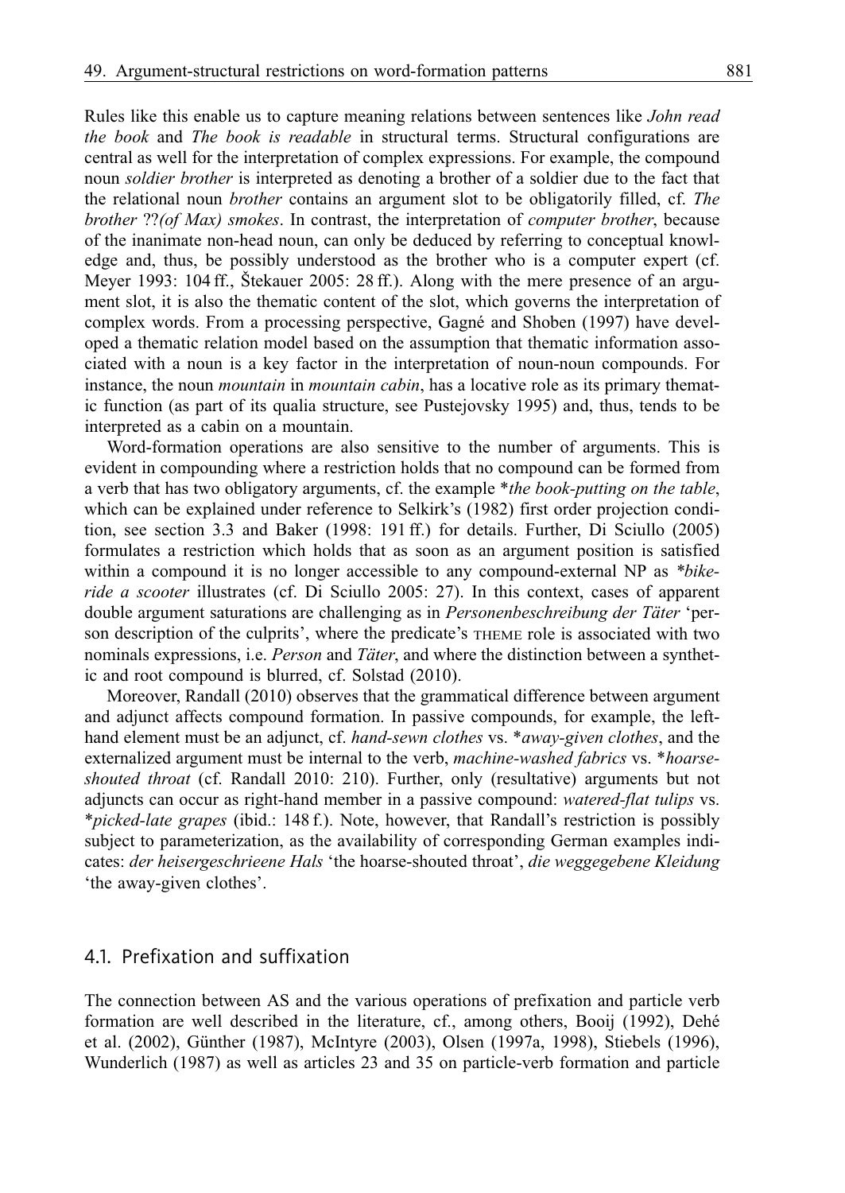Rules like this enable us to capture meaning relations between sentences like *John read the book* and *The book is readable* in structural terms. Structural configurations are central as well for the interpretation of complex expressions. For example, the compound noun *soldier brother* is interpreted as denoting a brother of a soldier due to the fact that the relational noun *brother* contains an argument slot to be obligatorily filled, cf. *The brother* ??*(of Max) smokes*. In contrast, the interpretation of *computer brother*, because of the inanimate non-head noun, can only be deduced by referring to conceptual knowledge and, thus, be possibly understood as the brother who is a computer expert (cf. Meyer 1993: 104 ff., Štekauer 2005: 28 ff.). Along with the mere presence of an argument slot, it is also the thematic content of the slot, which governs the interpretation of complex words. From a processing perspective, Gagné and Shoben (1997) have developed a thematic relation model based on the assumption that thematic information associated with a noun is a key factor in the interpretation of noun-noun compounds. For instance, the noun *mountain* in *mountain cabin*, has a locative role as its primary thematic function (as part of its qualia structure, see Pustejovsky 1995) and, thus, tends to be interpreted as a cabin on a mountain.

Word-formation operations are also sensitive to the number of arguments. This is evident in compounding where a restriction holds that no compound can be formed from a verb that has two obligatory arguments, cf. the example \**the book-putting on the table*, which can be explained under reference to Selkirk's (1982) first order projection condition, see section 3.3 and Baker (1998: 191 ff.) for details. Further, Di Sciullo (2005) formulates a restriction which holds that as soon as an argument position is satisfied within a compound it is no longer accessible to any compound-external NP as \**bike-ride a scooter* illustrates (cf. Di Sciullo 2005: 27). In this context, cases of apparent double argument saturations are challenging as in *Personenbeschreibung der Täter* 'person description of the culprits', where the predicate's THEME role is associated with two nominals expressions, i.e. *Person* and *Täter*, and where the distinction between a synthetic and root compound is blurred, cf. Solstad (2010).

Moreover, Randall (2010) observes that the grammatical difference between argument and adjunct affects compound formation. In passive compounds, for example, the left-hand element must be an adjunct, cf. *hand-sewn clothes* vs. \**away-given clothes*, and the externalized argument must be internal to the verb, *machine-washed fabrics* vs. \**hoarse-shouted throat* (cf. Randall 2010: 210). Further, only (resultative) arguments but not adjuncts can occur as right-hand member in a passive compound: *watered-flat tulips* vs. \**picked-late grapes* (ibid.: 148 f.). Note, however, that Randall's restriction is possibly subject to parameterization, as the availability of corresponding German examples indicates: *der heisergeschrieene Hals* 'the hoarse-shouted throat', *die weggegebene Kleidung* 'the away-given clothes'.

## 4.1. Prefixation and suffixation

The connection between AS and the various operations of prefixation and particle verb formation are well described in the literature, cf., among others, Booij (1992), Dehé et al. (2002), Günther (1987), McIntyre (2003), Olsen (1997a, 1998), Stiebels (1996), Wunderlich (1987) as well as articles 23 and 35 on particle-verb formation and particle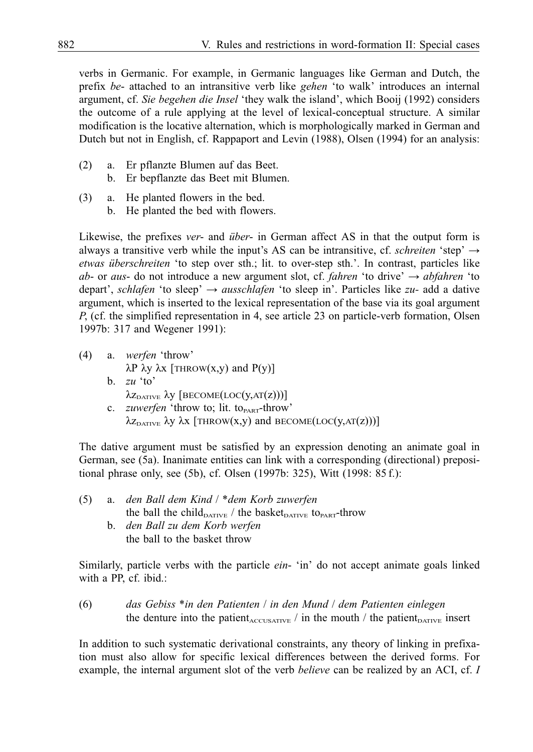verbs in Germanic. For example, in Germanic languages like German and Dutch, the prefix *be-* attached to an intransitive verb like *gehen* 'to walk' introduces an internal argument, cf. *Sie begehen die Insel* 'they walk the island', which Booij (1992) considers the outcome of a rule applying at the level of lexical-conceptual structure. A similar modification is the locative alternation, which is morphologically marked in German and Dutch but not in English, cf. Rappaport and Levin (1988), Olsen (1994) for an analysis:

(2) a. Er pflanzte Blumen auf das Beet.
    b. Er bepflanzte das Beet mit Blumen.

(3) a. He planted flowers in the bed.
    b. He planted the bed with flowers.

Likewise, the prefixes *ver-* and *über-* in German affect AS in that the output form is always a transitive verb while the input's AS can be intransitive, cf. *schreiten* 'step' → *etwas überschreiten* 'to step over sth.; lit. to over-step sth.'. In contrast, particles like *ab-* or *aus-* do not introduce a new argument slot, cf. *fahren* 'to drive' → *abfahren* 'to depart', *schlafen* 'to sleep' → *ausschlafen* 'to sleep in'. Particles like *zu-* add a dative argument, which is inserted to the lexical representation of the base via its goal argument *P*, (cf. the simplified representation in 4, see article 23 on particle-verb formation, Olsen 1997b: 317 and Wegener 1991):

(4) a. *werfen* 'throw'
    λP λy λx [THROW(x,y) and P(y)]
    b. *zu* 'to'
    $\lambda z_{\text{DATIVE}}$ λy [BECOME(LOC(y,AT(z)))]
    c. *zuwerfen* 'throw to; lit. $\text{to}_{\text{PART}}$-throw'
    $\lambda z_{\text{DATIVE}}$ λy λx [THROW(x,y) and BECOME(LOC(y,AT(z)))]

The dative argument must be satisfied by an expression denoting an animate goal in German, see (5a). Inanimate entities can link with a corresponding (directional) prepositional phrase only, see (5b), cf. Olsen (1997b: 325), Witt (1998: 85 f.):

(5) a. *den Ball dem Kind* / **dem Korb zuwerfen*
    the ball the $\text{child}_{\text{DATIVE}}$ / the $\text{basket}_{\text{DATIVE}}$ $\text{to}_{\text{PART}}$-throw
    b. *den Ball zu dem Korb werfen*
    the ball to the basket throw

Similarly, particle verbs with the particle *ein-* 'in' do not accept animate goals linked with a PP, cf. ibid.:

(6) *das Gebiss* **in den Patienten* / *in den Mund* / *dem Patienten einlegen*
    the denture into the $\text{patient}_{\text{ACCUSATIVE}}$ / in the mouth / the $\text{patient}_{\text{DATIVE}}$ insert

In addition to such systematic derivational constraints, any theory of linking in prefixation must also allow for specific lexical differences between the derived forms. For example, the internal argument slot of the verb *believe* can be realized by an ACI, cf. *I*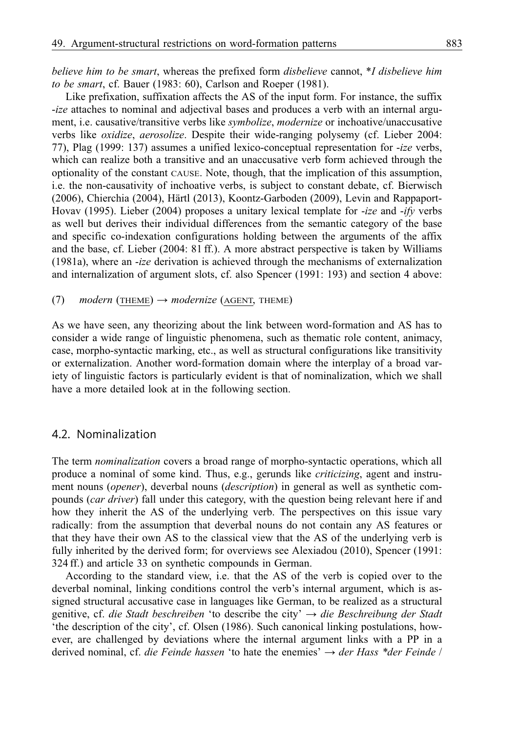*believe him to be smart*, whereas the prefixed form *disbelieve* cannot, **I disbelieve him to be smart*, cf. Bauer (1983: 60), Carlson and Roeper (1981).

Like prefixation, suffixation affects the AS of the input form. For instance, the suffix *-ize* attaches to nominal and adjectival bases and produces a verb with an internal argument, i.e. causative/transitive verbs like *symbolize*, *modernize* or inchoative/unaccusative verbs like *oxidize*, *aerosolize*. Despite their wide-ranging polysemy (cf. Lieber 2004: 77), Plag (1999: 137) assumes a unified lexico-conceptual representation for *-ize* verbs, which can realize both a transitive and an unaccusative verb form achieved through the optionality of the constant CAUSE. Note, though, that the implication of this assumption, i.e. the non-causativity of inchoative verbs, is subject to constant debate, cf. Bierwisch (2006), Chierchia (2004), Härtl (2013), Koontz-Garboden (2009), Levin and Rappaport-Hovav (1995). Lieber (2004) proposes a unitary lexical template for *-ize* and *-ify* verbs as well but derives their individual differences from the semantic category of the base and specific co-indexation configurations holding between the arguments of the affix and the base, cf. Lieber (2004: 81 ff.). A more abstract perspective is taken by Williams (1981a), where an *-ize* derivation is achieved through the mechanisms of externalization and internalization of argument slots, cf. also Spencer (1991: 193) and section 4 above:

(7) *modern* (<u>THEME</u>) → *modernize* (<u>AGENT</u>, THEME)

As we have seen, any theorizing about the link between word-formation and AS has to consider a wide range of linguistic phenomena, such as thematic role content, animacy, case, morpho-syntactic marking, etc., as well as structural configurations like transitivity or externalization. Another word-formation domain where the interplay of a broad variety of linguistic factors is particularly evident is that of nominalization, which we shall have a more detailed look at in the following section.

## 4.2. Nominalization

The term *nominalization* covers a broad range of morpho-syntactic operations, which all produce a nominal of some kind. Thus, e.g., gerunds like *criticizing*, agent and instrument nouns (*opener*), deverbal nouns (*description*) in general as well as synthetic compounds (*car driver*) fall under this category, with the question being relevant here if and how they inherit the AS of the underlying verb. The perspectives on this issue vary radically: from the assumption that deverbal nouns do not contain any AS features or that they have their own AS to the classical view that the AS of the underlying verb is fully inherited by the derived form; for overviews see Alexiadou (2010), Spencer (1991: 324 ff.) and article 33 on synthetic compounds in German.

According to the standard view, i.e. that the AS of the verb is copied over to the deverbal nominal, linking conditions control the verb's internal argument, which is assigned structural accusative case in languages like German, to be realized as a structural genitive, cf. *die Stadt beschreiben* 'to describe the city' → *die Beschreibung der Stadt* 'the description of the city', cf. Olsen (1986). Such canonical linking postulations, however, are challenged by deviations where the internal argument links with a PP in a derived nominal, cf. *die Feinde hassen* 'to hate the enemies' → *der Hass *der Feinde* /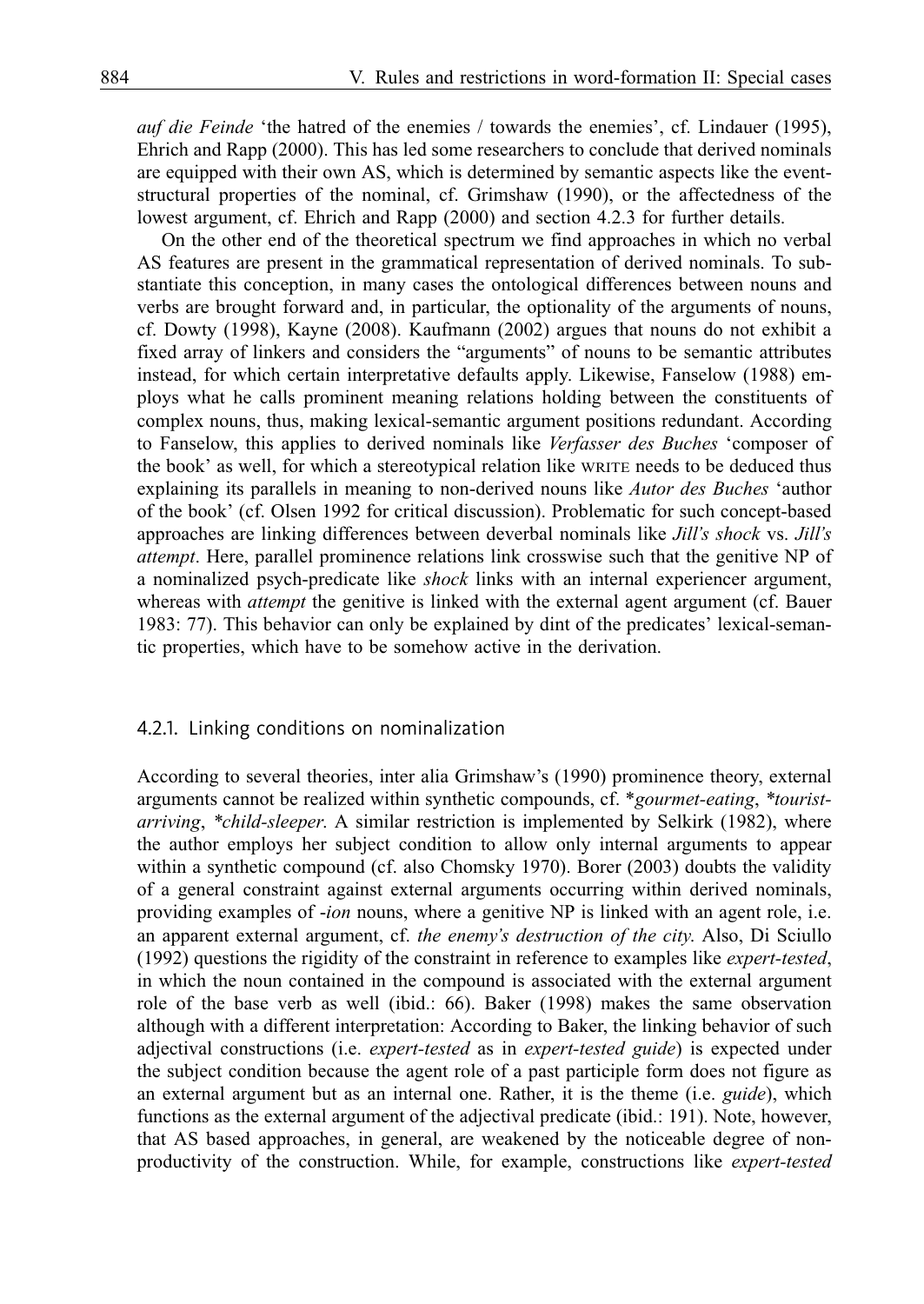*auf die Feinde* 'the hatred of the enemies / towards the enemies', cf. Lindauer (1995), Ehrich and Rapp (2000). This has led some researchers to conclude that derived nominals are equipped with their own AS, which is determined by semantic aspects like the event-structural properties of the nominal, cf. Grimshaw (1990), or the affectedness of the lowest argument, cf. Ehrich and Rapp (2000) and section 4.2.3 for further details.

On the other end of the theoretical spectrum we find approaches in which no verbal AS features are present in the grammatical representation of derived nominals. To substantiate this conception, in many cases the ontological differences between nouns and verbs are brought forward and, in particular, the optionality of the arguments of nouns, cf. Dowty (1998), Kayne (2008). Kaufmann (2002) argues that nouns do not exhibit a fixed array of linkers and considers the "arguments" of nouns to be semantic attributes instead, for which certain interpretative defaults apply. Likewise, Fanselow (1988) employs what he calls prominent meaning relations holding between the constituents of complex nouns, thus, making lexical-semantic argument positions redundant. According to Fanselow, this applies to derived nominals like *Verfasser des Buches* 'composer of the book' as well, for which a stereotypical relation like WRITE needs to be deduced thus explaining its parallels in meaning to non-derived nouns like *Autor des Buches* 'author of the book' (cf. Olsen 1992 for critical discussion). Problematic for such concept-based approaches are linking differences between deverbal nominals like *Jill's shock* vs. *Jill's attempt*. Here, parallel prominence relations link crosswise such that the genitive NP of a nominalized psych-predicate like *shock* links with an internal experiencer argument, whereas with *attempt* the genitive is linked with the external agent argument (cf. Bauer 1983: 77). This behavior can only be explained by dint of the predicates' lexical-semantic properties, which have to be somehow active in the derivation.

### 4.2.1. Linking conditions on nominalization

According to several theories, inter alia Grimshaw's (1990) prominence theory, external arguments cannot be realized within synthetic compounds, cf. \**gourmet-eating*, \**tourist-arriving*, \**child-sleeper*. A similar restriction is implemented by Selkirk (1982), where the author employs her subject condition to allow only internal arguments to appear within a synthetic compound (cf. also Chomsky 1970). Borer (2003) doubts the validity of a general constraint against external arguments occurring within derived nominals, providing examples of *-ion* nouns, where a genitive NP is linked with an agent role, i.e. an apparent external argument, cf. *the enemy's destruction of the city*. Also, Di Sciullo (1992) questions the rigidity of the constraint in reference to examples like *expert-tested*, in which the noun contained in the compound is associated with the external argument role of the base verb as well (ibid.: 66). Baker (1998) makes the same observation although with a different interpretation: According to Baker, the linking behavior of such adjectival constructions (i.e. *expert-tested* as in *expert-tested guide*) is expected under the subject condition because the agent role of a past participle form does not figure as an external argument but as an internal one. Rather, it is the theme (i.e. *guide*), which functions as the external argument of the adjectival predicate (ibid.: 191). Note, however, that AS based approaches, in general, are weakened by the noticeable degree of non-productivity of the construction. While, for example, constructions like *expert-tested*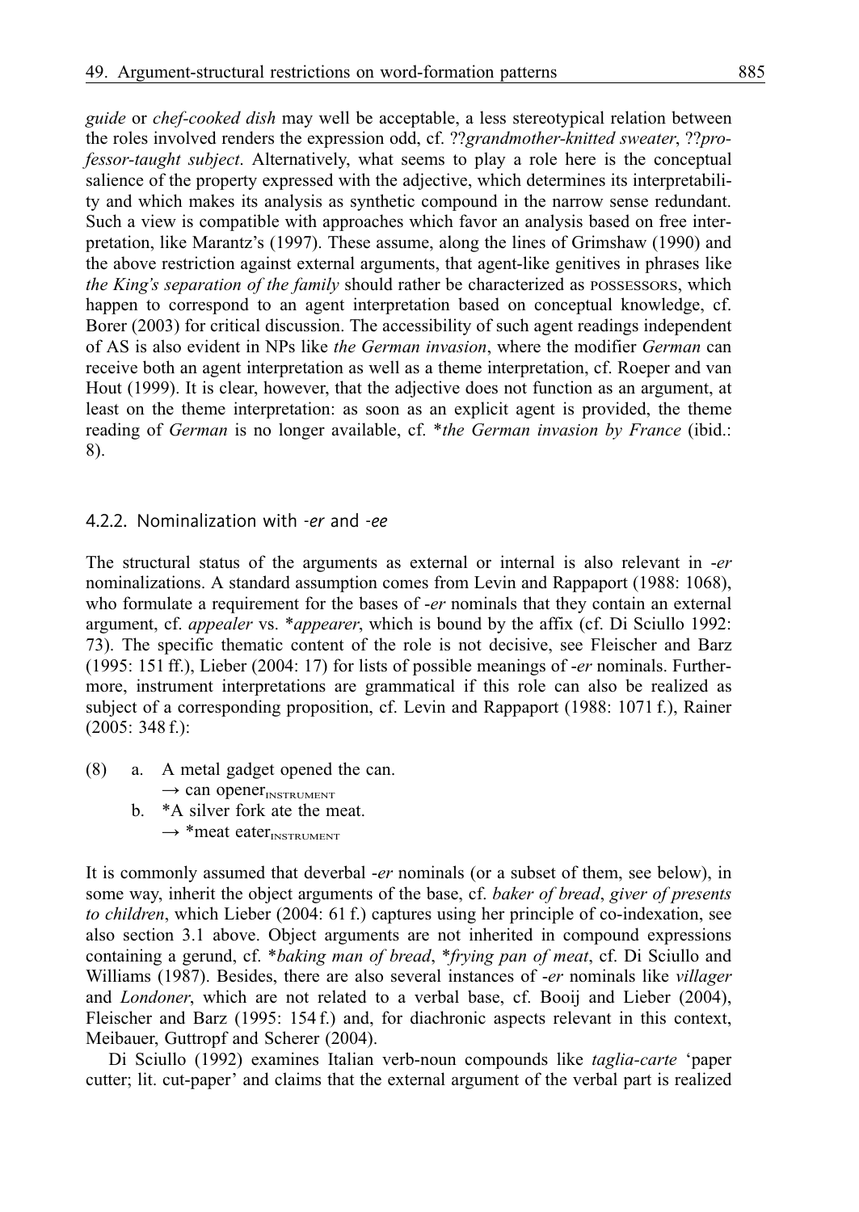*guide* or *chef-cooked dish* may well be acceptable, a less stereotypical relation between the roles involved renders the expression odd, cf. ??*grandmother-knitted sweater*, ??*professor-taught subject*. Alternatively, what seems to play a role here is the conceptual salience of the property expressed with the adjective, which determines its interpretability and which makes its analysis as synthetic compound in the narrow sense redundant. Such a view is compatible with approaches which favor an analysis based on free interpretation, like Marantz's (1997). These assume, along the lines of Grimshaw (1990) and the above restriction against external arguments, that agent-like genitives in phrases like *the King's separation of the family* should rather be characterized as POSSESSORS, which happen to correspond to an agent interpretation based on conceptual knowledge, cf. Borer (2003) for critical discussion. The accessibility of such agent readings independent of AS is also evident in NPs like *the German invasion*, where the modifier *German* can receive both an agent interpretation as well as a theme interpretation, cf. Roeper and van Hout (1999). It is clear, however, that the adjective does not function as an argument, at least on the theme interpretation: as soon as an explicit agent is provided, the theme reading of *German* is no longer available, cf. \**the German invasion by France* (ibid.: 8).

### 4.2.2. Nominalization with *-er* and *-ee*

The structural status of the arguments as external or internal is also relevant in *-er* nominalizations. A standard assumption comes from Levin and Rappaport (1988: 1068), who formulate a requirement for the bases of *-er* nominals that they contain an external argument, cf. *appealer* vs. \**appearer*, which is bound by the affix (cf. Di Sciullo 1992: 73). The specific thematic content of the role is not decisive, see Fleischer and Barz (1995: 151 ff.), Lieber (2004: 17) for lists of possible meanings of *-er* nominals. Furthermore, instrument interpretations are grammatical if this role can also be realized as subject of a corresponding proposition, cf. Levin and Rappaport (1988: 1071 f.), Rainer (2005: 348 f.):

(8) a. A metal gadget opened the can.
→ can opener$_{\text{INSTRUMENT}}$
b. \*A silver fork ate the meat.
→ \*meat eater$_{\text{INSTRUMENT}}$

It is commonly assumed that deverbal *-er* nominals (or a subset of them, see below), in some way, inherit the object arguments of the base, cf. *baker of bread*, *giver of presents to children*, which Lieber (2004: 61 f.) captures using her principle of co-indexation, see also section 3.1 above. Object arguments are not inherited in compound expressions containing a gerund, cf. \**baking man of bread*, \**frying pan of meat*, cf. Di Sciullo and Williams (1987). Besides, there are also several instances of *-er* nominals like *villager* and *Londoner*, which are not related to a verbal base, cf. Booij and Lieber (2004), Fleischer and Barz (1995: 154 f.) and, for diachronic aspects relevant in this context, Meibauer, Guttropf and Scherer (2004).

Di Sciullo (1992) examines Italian verb-noun compounds like *taglia-carte* 'paper cutter; lit. cut-paper' and claims that the external argument of the verbal part is realized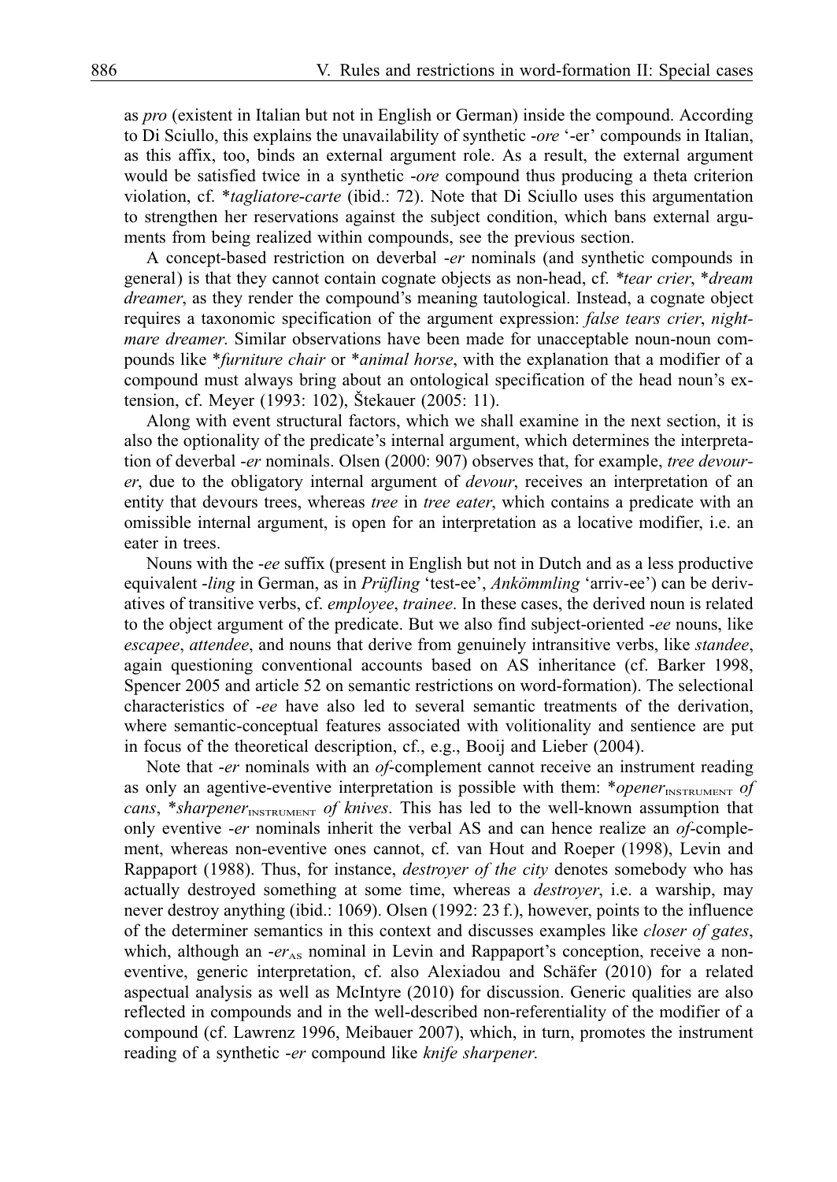as *pro* (existent in Italian but not in English or German) inside the compound. According to Di Sciullo, this explains the unavailability of synthetic *-ore* '-er' compounds in Italian, as this affix, too, binds an external argument role. As a result, the external argument would be satisfied twice in a synthetic *-ore* compound thus producing a theta criterion violation, cf. \**tagliatore-carte* (ibid.: 72). Note that Di Sciullo uses this argumentation to strengthen her reservations against the subject condition, which bans external arguments from being realized within compounds, see the previous section.

A concept-based restriction on deverbal *-er* nominals (and synthetic compounds in general) is that they cannot contain cognate objects as non-head, cf. \**tear crier*, \**dream dreamer*, as they render the compound's meaning tautological. Instead, a cognate object requires a taxonomic specification of the argument expression: *false tears crier*, *nightmare dreamer*. Similar observations have been made for unacceptable noun-noun compounds like \**furniture chair* or \**animal horse*, with the explanation that a modifier of a compound must always bring about an ontological specification of the head noun's extension, cf. Meyer (1993: 102), Štekauer (2005: 11).

Along with event structural factors, which we shall examine in the next section, it is also the optionality of the predicate's internal argument, which determines the interpretation of deverbal *-er* nominals. Olsen (2000: 907) observes that, for example, *tree devourer*, due to the obligatory internal argument of *devour*, receives an interpretation of an entity that devours trees, whereas *tree* in *tree eater*, which contains a predicate with an omissible internal argument, is open for an interpretation as a locative modifier, i.e. an eater in trees.

Nouns with the *-ee* suffix (present in English but not in Dutch and as a less productive equivalent *-ling* in German, as in *Prüfling* 'test-ee', *Ankömmling* 'arriv-ee') can be derivatives of transitive verbs, cf. *employee*, *trainee*. In these cases, the derived noun is related to the object argument of the predicate. But we also find subject-oriented *-ee* nouns, like *escapee*, *attendee*, and nouns that derive from genuinely intransitive verbs, like *standee*, again questioning conventional accounts based on AS inheritance (cf. Barker 1998, Spencer 2005 and article 52 on semantic restrictions on word-formation). The selectional characteristics of *-ee* have also led to several semantic treatments of the derivation, where semantic-conceptual features associated with volitionality and sentience are put in focus of the theoretical description, cf., e.g., Booij and Lieber (2004).

Note that *-er* nominals with an *of*-complement cannot receive an instrument reading as only an agentive-eventive interpretation is possible with them: \**opener*$_{\text{INSTRUMENT}}$ *of cans*, \**sharpener*$_{\text{INSTRUMENT}}$ *of knives*. This has led to the well-known assumption that only eventive *-er* nominals inherit the verbal AS and can hence realize an *of*-complement, whereas non-eventive ones cannot, cf. van Hout and Roeper (1998), Levin and Rappaport (1988). Thus, for instance, *destroyer of the city* denotes somebody who has actually destroyed something at some time, whereas a *destroyer*, i.e. a warship, may never destroy anything (ibid.: 1069). Olsen (1992: 23 f.), however, points to the influence of the determiner semantics in this context and discusses examples like *closer of gates*, which, although an *-er*$_{\text{AS}}$ nominal in Levin and Rappaport's conception, receive a non-eventive, generic interpretation, cf. also Alexiadou and Schäfer (2010) for a related aspectual analysis as well as McIntyre (2010) for discussion. Generic qualities are also reflected in compounds and in the well-described non-referentiality of the modifier of a compound (cf. Lawrenz 1996, Meibauer 2007), which, in turn, promotes the instrument reading of a synthetic *-er* compound like *knife sharpener.*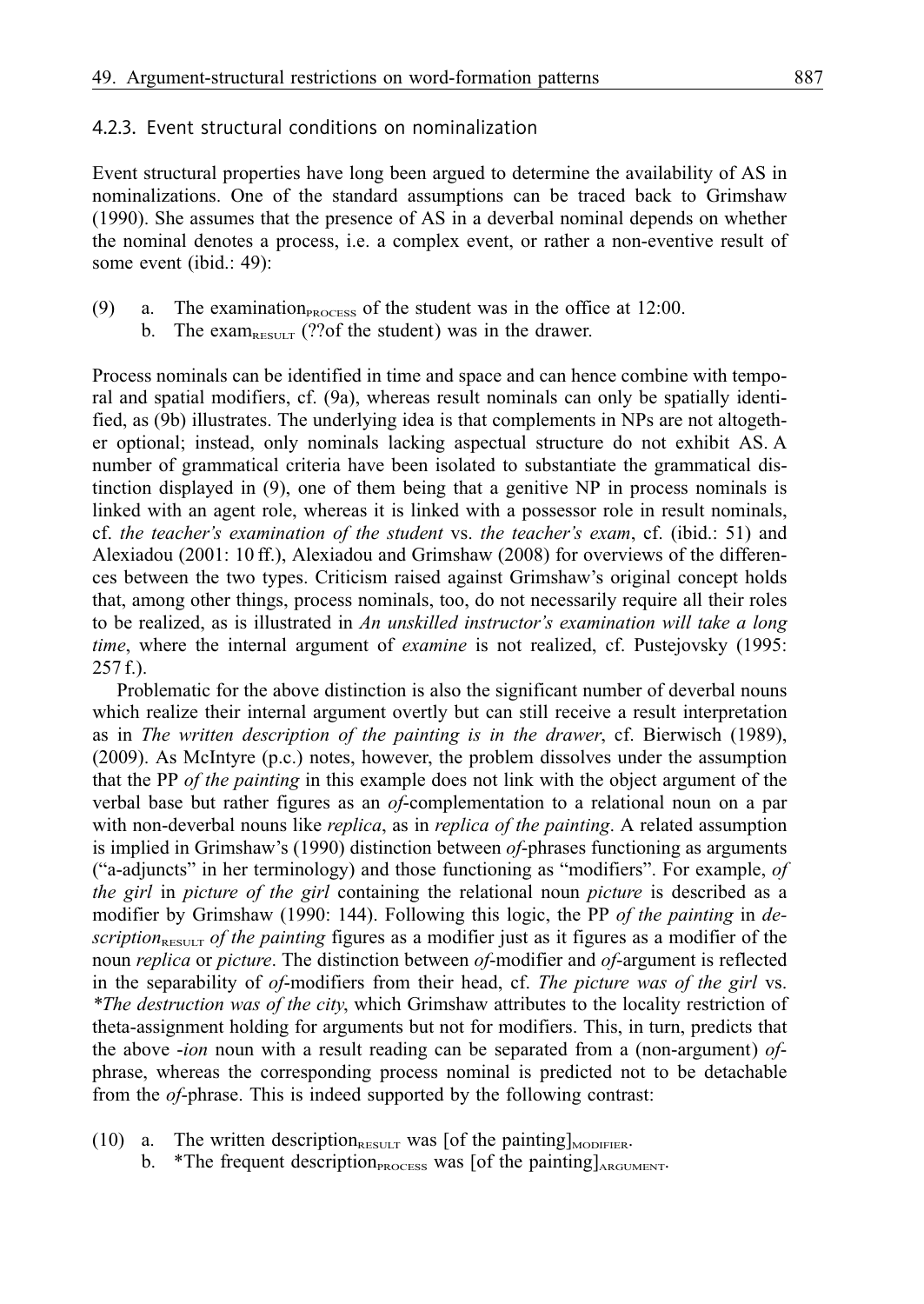### 4.2.3. Event structural conditions on nominalization

Event structural properties have long been argued to determine the availability of AS in nominalizations. One of the standard assumptions can be traced back to Grimshaw (1990). She assumes that the presence of AS in a deverbal nominal depends on whether the nominal denotes a process, i.e. a complex event, or rather a non-eventive result of some event (ibid.: 49):

(9) a. The examination$_{\text{PROCESS}}$ of the student was in the office at 12:00.
  b. The exam$_{\text{RESULT}}$ (??of the student) was in the drawer.

Process nominals can be identified in time and space and can hence combine with temporal and spatial modifiers, cf. (9a), whereas result nominals can only be spatially identified, as (9b) illustrates. The underlying idea is that complements in NPs are not altogether optional; instead, only nominals lacking aspectual structure do not exhibit AS. A number of grammatical criteria have been isolated to substantiate the grammatical distinction displayed in (9), one of them being that a genitive NP in process nominals is linked with an agent role, whereas it is linked with a possessor role in result nominals, cf. *the teacher's examination of the student* vs. *the teacher's exam*, cf. (ibid.: 51) and Alexiadou (2001: 10 ff.), Alexiadou and Grimshaw (2008) for overviews of the differences between the two types. Criticism raised against Grimshaw's original concept holds that, among other things, process nominals, too, do not necessarily require all their roles to be realized, as is illustrated in *An unskilled instructor's examination will take a long time*, where the internal argument of *examine* is not realized, cf. Pustejovsky (1995: 257 f.).

Problematic for the above distinction is also the significant number of deverbal nouns which realize their internal argument overtly but can still receive a result interpretation as in *The written description of the painting is in the drawer*, cf. Bierwisch (1989), (2009). As McIntyre (p.c.) notes, however, the problem dissolves under the assumption that the PP *of the painting* in this example does not link with the object argument of the verbal base but rather figures as an *of*-complementation to a relational noun on a par with non-deverbal nouns like *replica*, as in *replica of the painting*. A related assumption is implied in Grimshaw's (1990) distinction between *of*-phrases functioning as arguments ("a-adjuncts" in her terminology) and those functioning as "modifiers". For example, *of the girl* in *picture of the girl* containing the relational noun *picture* is described as a modifier by Grimshaw (1990: 144). Following this logic, the PP *of the painting* in *description*$_{\text{RESULT}}$ *of the painting* figures as a modifier just as it figures as a modifier of the noun *replica* or *picture*. The distinction between *of*-modifier and *of*-argument is reflected in the separability of *of*-modifiers from their head, cf. *The picture was of the girl* vs. *\*The destruction was of the city*, which Grimshaw attributes to the locality restriction of theta-assignment holding for arguments but not for modifiers. This, in turn, predicts that the above *-ion* noun with a result reading can be separated from a (non-argument) *of*-phrase, whereas the corresponding process nominal is predicted not to be detachable from the *of*-phrase. This is indeed supported by the following contrast:

(10) a. The written description$_{\text{RESULT}}$ was [of the painting]$_{\text{MODIFIER}}$.
  b. *The frequent description$_{\text{PROCESS}}$ was [of the painting]$_{\text{ARGUMENT}}$.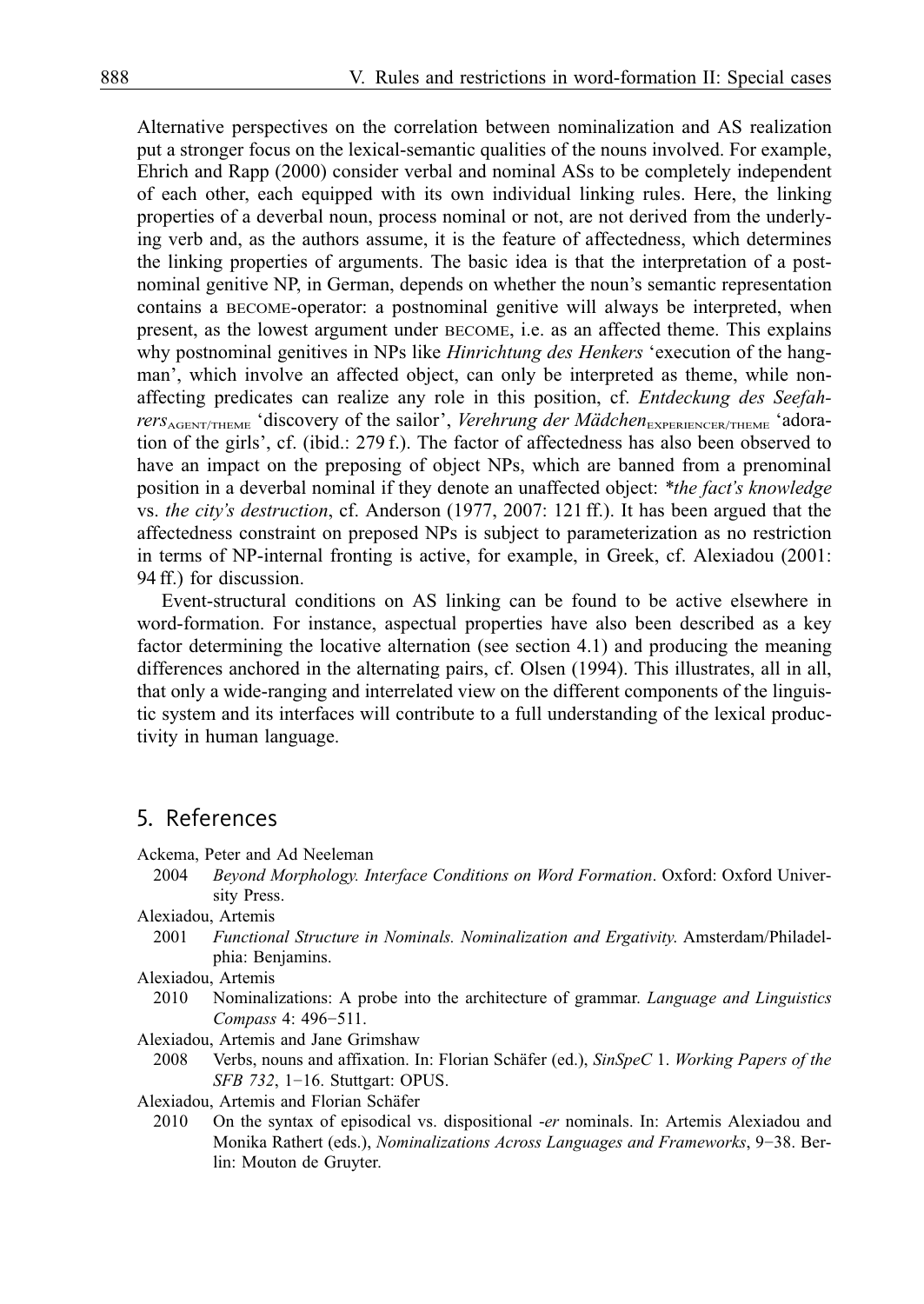Alternative perspectives on the correlation between nominalization and AS realization put a stronger focus on the lexical-semantic qualities of the nouns involved. For example, Ehrich and Rapp (2000) consider verbal and nominal ASs to be completely independent of each other, each equipped with its own individual linking rules. Here, the linking properties of a deverbal noun, process nominal or not, are not derived from the underlying verb and, as the authors assume, it is the feature of affectedness, which determines the linking properties of arguments. The basic idea is that the interpretation of a postnominal genitive NP, in German, depends on whether the noun's semantic representation contains a BECOME-operator: a postnominal genitive will always be interpreted, when present, as the lowest argument under BECOME, i.e. as an affected theme. This explains why postnominal genitives in NPs like *Hinrichtung des Henkers* 'execution of the hangman', which involve an affected object, can only be interpreted as theme, while non-affecting predicates can realize any role in this position, cf. *Entdeckung des Seefahrers*$_{\text{AGENT/THEME}}$ 'discovery of the sailor', *Verehrung der Mädchen*$_{\text{EXPERIENCER/THEME}}$ 'adoration of the girls', cf. (ibid.: 279 f.). The factor of affectedness has also been observed to have an impact on the preposing of object NPs, which are banned from a prenominal position in a deverbal nominal if they denote an unaffected object: *\*the fact's knowledge* vs. *the city's destruction*, cf. Anderson (1977, 2007: 121 ff.). It has been argued that the affectedness constraint on preposed NPs is subject to parameterization as no restriction in terms of NP-internal fronting is active, for example, in Greek, cf. Alexiadou (2001: 94 ff.) for discussion.

Event-structural conditions on AS linking can be found to be active elsewhere in word-formation. For instance, aspectual properties have also been described as a key factor determining the locative alternation (see section 4.1) and producing the meaning differences anchored in the alternating pairs, cf. Olsen (1994). This illustrates, all in all, that only a wide-ranging and interrelated view on the different components of the linguistic system and its interfaces will contribute to a full understanding of the lexical productivity in human language.

## 5. References

Ackema, Peter and Ad Neeleman
2004 *Beyond Morphology. Interface Conditions on Word Formation*. Oxford: Oxford University Press.

Alexiadou, Artemis
2001 *Functional Structure in Nominals. Nominalization and Ergativity.* Amsterdam/Philadelphia: Benjamins.

Alexiadou, Artemis
2010 Nominalizations: A probe into the architecture of grammar. *Language and Linguistics Compass* 4: 496−511.

Alexiadou, Artemis and Jane Grimshaw
2008 Verbs, nouns and affixation. In: Florian Schäfer (ed.), *SinSpeC* 1. *Working Papers of the SFB 732*, 1−16. Stuttgart: OPUS.

Alexiadou, Artemis and Florian Schäfer
2010 On the syntax of episodical vs. dispositional *-er* nominals. In: Artemis Alexiadou and Monika Rathert (eds.), *Nominalizations Across Languages and Frameworks*, 9−38. Berlin: Mouton de Gruyter.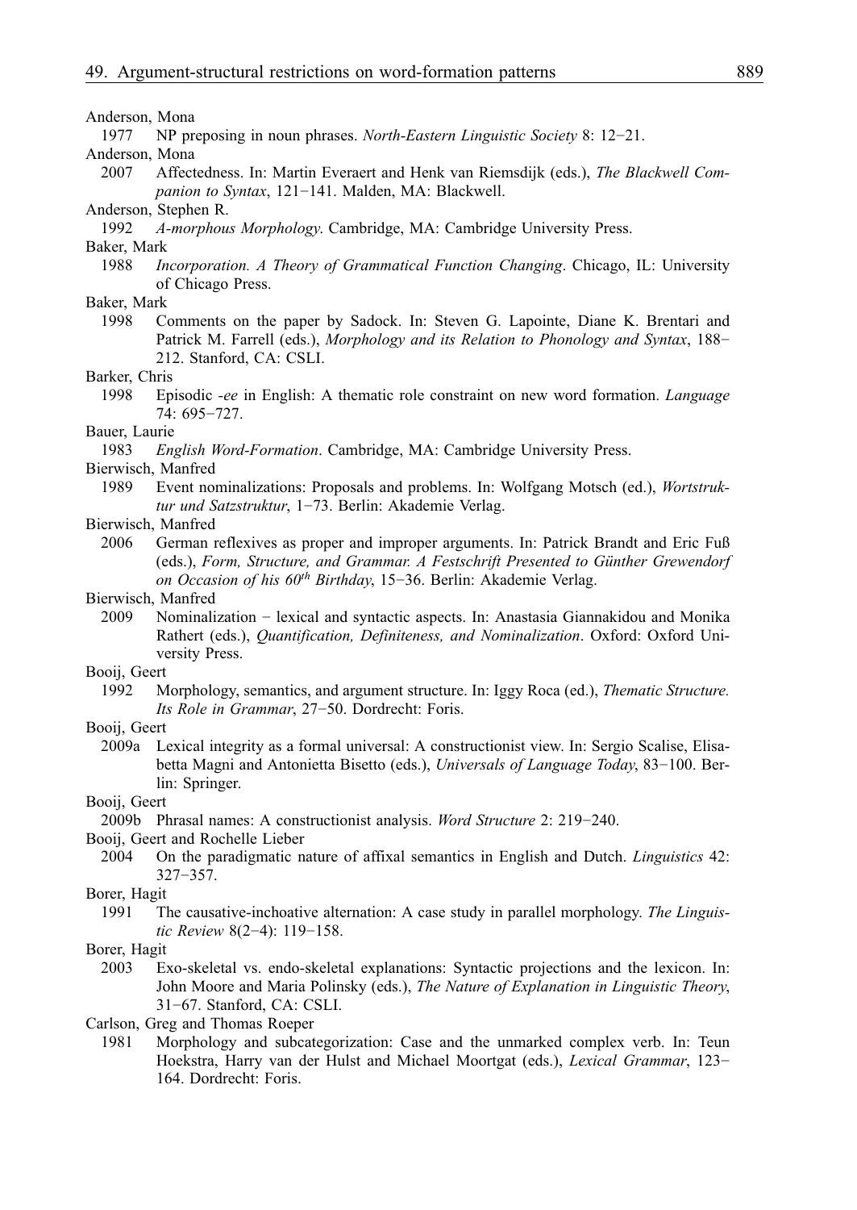Anderson, Mona
1977 NP preposing in noun phrases. *North-Eastern Linguistic Society* 8: 12−21.

Anderson, Mona
2007 Affectedness. In: Martin Everaert and Henk van Riemsdijk (eds.), *The Blackwell Companion to Syntax*, 121−141. Malden, MA: Blackwell.

Anderson, Stephen R.
1992 *A-morphous Morphology*. Cambridge, MA: Cambridge University Press.

Baker, Mark
1988 *Incorporation. A Theory of Grammatical Function Changing*. Chicago, IL: University of Chicago Press.

Baker, Mark
1998 Comments on the paper by Sadock. In: Steven G. Lapointe, Diane K. Brentari and Patrick M. Farrell (eds.), *Morphology and its Relation to Phonology and Syntax*, 188−212. Stanford, CA: CSLI.

Barker, Chris
1998 Episodic *-ee* in English: A thematic role constraint on new word formation. *Language* 74: 695−727.

Bauer, Laurie
1983 *English Word-Formation*. Cambridge, MA: Cambridge University Press.

Bierwisch, Manfred
1989 Event nominalizations: Proposals and problems. In: Wolfgang Motsch (ed.), *Wortstruktur und Satzstruktur*, 1−73. Berlin: Akademie Verlag.

Bierwisch, Manfred
2006 German reflexives as proper and improper arguments. In: Patrick Brandt and Eric Fuß (eds.), *Form, Structure, and Grammar. A Festschrift Presented to Günther Grewendorf on Occasion of his 60th Birthday*, 15−36. Berlin: Akademie Verlag.

Bierwisch, Manfred
2009 Nominalization − lexical and syntactic aspects. In: Anastasia Giannakidou and Monika Rathert (eds.), *Quantification, Definiteness, and Nominalization*. Oxford: Oxford University Press.

Booij, Geert
1992 Morphology, semantics, and argument structure. In: Iggy Roca (ed.), *Thematic Structure. Its Role in Grammar*, 27−50. Dordrecht: Foris.

Booij, Geert
2009a Lexical integrity as a formal universal: A constructionist view. In: Sergio Scalise, Elisabetta Magni and Antonietta Bisetto (eds.), *Universals of Language Today*, 83−100. Berlin: Springer.

Booij, Geert
2009b Phrasal names: A constructionist analysis. *Word Structure* 2: 219−240.

Booij, Geert and Rochelle Lieber
2004 On the paradigmatic nature of affixal semantics in English and Dutch. *Linguistics* 42: 327−357.

Borer, Hagit
1991 The causative-inchoative alternation: A case study in parallel morphology. *The Linguistic Review* 8(2−4): 119−158.

Borer, Hagit
2003 Exo-skeletal vs. endo-skeletal explanations: Syntactic projections and the lexicon. In: John Moore and Maria Polinsky (eds.), *The Nature of Explanation in Linguistic Theory*, 31−67. Stanford, CA: CSLI.

Carlson, Greg and Thomas Roeper
1981 Morphology and subcategorization: Case and the unmarked complex verb. In: Teun Hoekstra, Harry van der Hulst and Michael Moortgat (eds.), *Lexical Grammar*, 123−164. Dordrecht: Foris.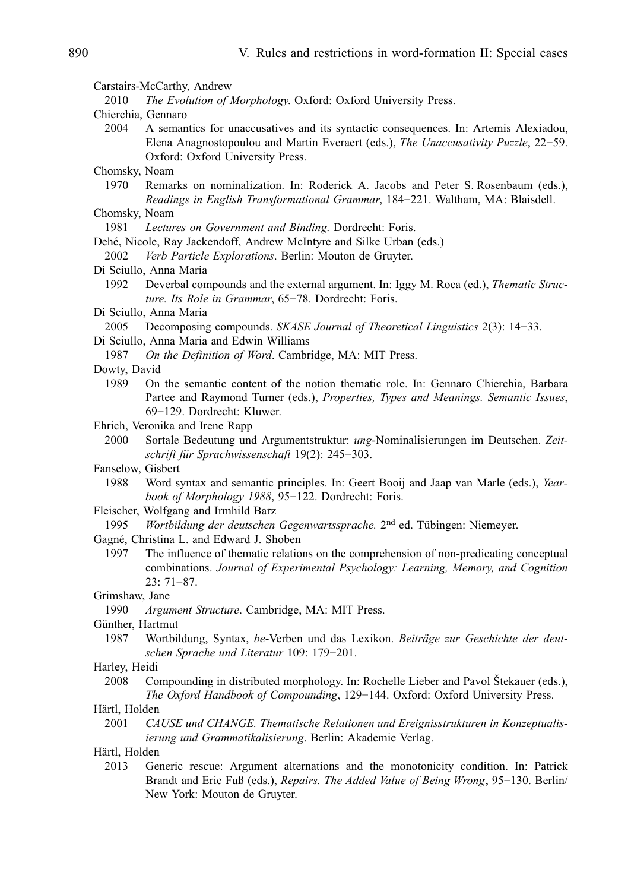Carstairs-McCarthy, Andrew

2010 *The Evolution of Morphology*. Oxford: Oxford University Press.

Chierchia, Gennaro

2004 A semantics for unaccusatives and its syntactic consequences. In: Artemis Alexiadou, Elena Anagnostopoulou and Martin Everaert (eds.), *The Unaccusativity Puzzle*, 22−59. Oxford: Oxford University Press.

Chomsky, Noam

1970 Remarks on nominalization. In: Roderick A. Jacobs and Peter S. Rosenbaum (eds.), *Readings in English Transformational Grammar*, 184−221. Waltham, MA: Blaisdell.

Chomsky, Noam

1981 *Lectures on Government and Binding*. Dordrecht: Foris.

Dehé, Nicole, Ray Jackendoff, Andrew McIntyre and Silke Urban (eds.)

2002 *Verb Particle Explorations*. Berlin: Mouton de Gruyter.

Di Sciullo, Anna Maria

1992 Deverbal compounds and the external argument. In: Iggy M. Roca (ed.), *Thematic Structure. Its Role in Grammar*, 65−78. Dordrecht: Foris.

Di Sciullo, Anna Maria

2005 Decomposing compounds. *SKASE Journal of Theoretical Linguistics* 2(3): 14−33.

Di Sciullo, Anna Maria and Edwin Williams

1987 *On the Definition of Word*. Cambridge, MA: MIT Press.

Dowty, David

1989 On the semantic content of the notion thematic role. In: Gennaro Chierchia, Barbara Partee and Raymond Turner (eds.), *Properties, Types and Meanings. Semantic Issues*, 69−129. Dordrecht: Kluwer.

Ehrich, Veronika and Irene Rapp

2000 Sortale Bedeutung und Argumentstruktur: *ung*-Nominalisierungen im Deutschen. *Zeitschrift für Sprachwissenschaft* 19(2): 245−303.

Fanselow, Gisbert

1988 Word syntax and semantic principles. In: Geert Booij and Jaap van Marle (eds.), *Yearbook of Morphology 1988*, 95−122. Dordrecht: Foris.

Fleischer, Wolfgang and Irmhild Barz

1995 *Wortbildung der deutschen Gegenwartssprache.* 2nd ed. Tübingen: Niemeyer.

Gagné, Christina L. and Edward J. Shoben

1997 The influence of thematic relations on the comprehension of non-predicating conceptual combinations. *Journal of Experimental Psychology: Learning, Memory, and Cognition* 23: 71−87.

Grimshaw, Jane

1990 *Argument Structure*. Cambridge, MA: MIT Press.

Günther, Hartmut

1987 Wortbildung, Syntax, *be*-Verben und das Lexikon. *Beiträge zur Geschichte der deutschen Sprache und Literatur* 109: 179−201.

Harley, Heidi

2008 Compounding in distributed morphology. In: Rochelle Lieber and Pavol Štekauer (eds.), *The Oxford Handbook of Compounding*, 129−144. Oxford: Oxford University Press.

Härtl, Holden

2001 *CAUSE und CHANGE. Thematische Relationen und Ereignisstrukturen in Konzeptualisierung und Grammatikalisierung*. Berlin: Akademie Verlag.

Härtl, Holden

2013 Generic rescue: Argument alternations and the monotonicity condition. In: Patrick Brandt and Eric Fuß (eds.), *Repairs. The Added Value of Being Wrong*, 95−130. Berlin/New York: Mouton de Gruyter.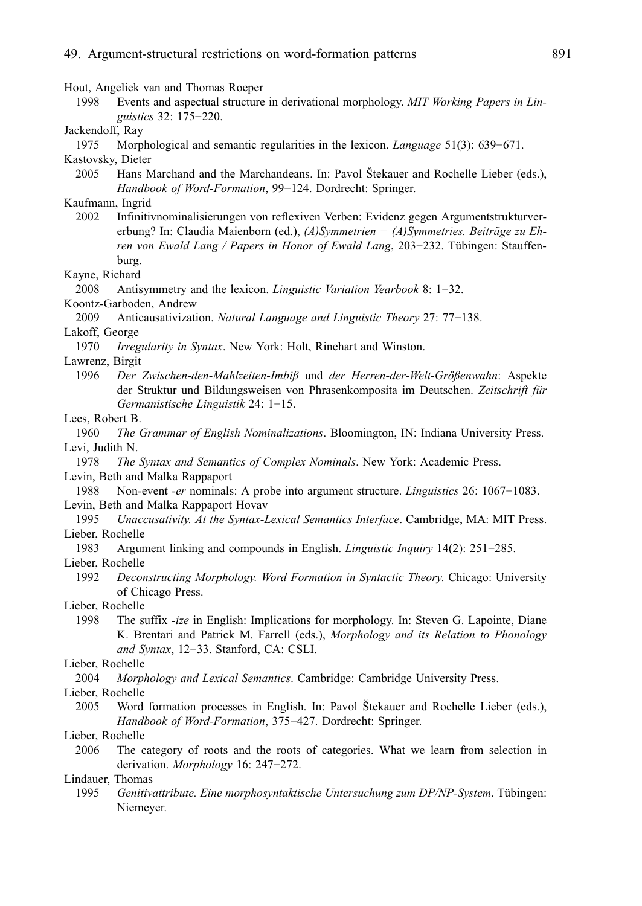Hout, Angeliek van and Thomas Roeper

1998 Events and aspectual structure in derivational morphology. *MIT Working Papers in Linguistics* 32: 175−220.

Jackendoff, Ray

1975 Morphological and semantic regularities in the lexicon. *Language* 51(3): 639−671.

Kastovsky, Dieter

2005 Hans Marchand and the Marchandeans. In: Pavol Štekauer and Rochelle Lieber (eds.), *Handbook of Word-Formation*, 99−124. Dordrecht: Springer.

Kaufmann, Ingrid

2002 Infinitivnominalisierungen von reflexiven Verben: Evidenz gegen Argumentstrukturvererbung? In: Claudia Maienborn (ed.), *(A)Symmetrien − (A)Symmetries. Beiträge zu Ehren von Ewald Lang / Papers in Honor of Ewald Lang*, 203−232. Tübingen: Stauffenburg.

Kayne, Richard

2008 Antisymmetry and the lexicon. *Linguistic Variation Yearbook* 8: 1−32.

Koontz-Garboden, Andrew

2009 Anticausativization. *Natural Language and Linguistic Theory* 27: 77−138.

Lakoff, George

1970 *Irregularity in Syntax*. New York: Holt, Rinehart and Winston.

Lawrenz, Birgit

1996 *Der Zwischen-den-Mahlzeiten-Imbiß* und *der Herren-der-Welt-Größenwahn*: Aspekte der Struktur und Bildungsweisen von Phrasenkomposita im Deutschen. *Zeitschrift für Germanistische Linguistik* 24: 1−15.

Lees, Robert B.

1960 *The Grammar of English Nominalizations*. Bloomington, IN: Indiana University Press.

Levi, Judith N.

1978 *The Syntax and Semantics of Complex Nominals*. New York: Academic Press.

Levin, Beth and Malka Rappaport

1988 Non-event *-er* nominals: A probe into argument structure. *Linguistics* 26: 1067−1083.

Levin, Beth and Malka Rappaport Hovav

1995 *Unaccusativity. At the Syntax-Lexical Semantics Interface*. Cambridge, MA: MIT Press.

Lieber, Rochelle

1983 Argument linking and compounds in English. *Linguistic Inquiry* 14(2): 251−285.

Lieber, Rochelle

1992 *Deconstructing Morphology. Word Formation in Syntactic Theory.* Chicago: University of Chicago Press.

Lieber, Rochelle

1998 The suffix *-ize* in English: Implications for morphology. In: Steven G. Lapointe, Diane K. Brentari and Patrick M. Farrell (eds.), *Morphology and its Relation to Phonology and Syntax*, 12−33. Stanford, CA: CSLI.

Lieber, Rochelle

2004 *Morphology and Lexical Semantics*. Cambridge: Cambridge University Press.

Lieber, Rochelle

2005 Word formation processes in English. In: Pavol Štekauer and Rochelle Lieber (eds.), *Handbook of Word-Formation*, 375−427. Dordrecht: Springer.

Lieber, Rochelle

2006 The category of roots and the roots of categories. What we learn from selection in derivation. *Morphology* 16: 247−272.

Lindauer, Thomas

1995 *Genitivattribute. Eine morphosyntaktische Untersuchung zum DP/NP-System*. Tübingen: Niemeyer.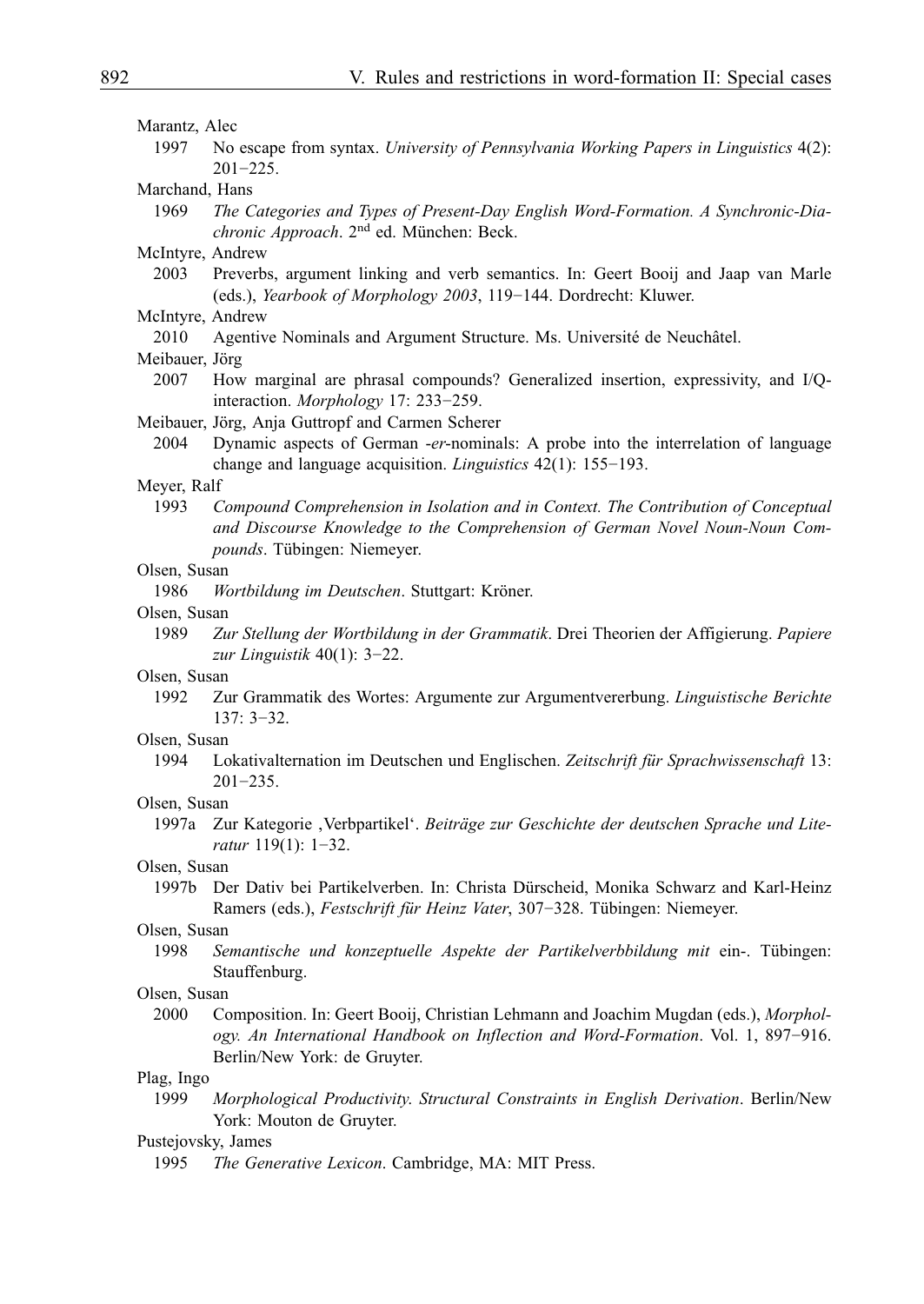Marantz, Alec

1997 No escape from syntax. *University of Pennsylvania Working Papers in Linguistics* 4(2): 201−225.

Marchand, Hans

1969 *The Categories and Types of Present-Day English Word-Formation. A Synchronic-Diachronic Approach*. 2nd ed. München: Beck.

McIntyre, Andrew

2003 Preverbs, argument linking and verb semantics. In: Geert Booij and Jaap van Marle (eds.), *Yearbook of Morphology 2003*, 119−144. Dordrecht: Kluwer.

McIntyre, Andrew

2010 Agentive Nominals and Argument Structure. Ms. Université de Neuchâtel.

Meibauer, Jörg

2007 How marginal are phrasal compounds? Generalized insertion, expressivity, and I/Q-interaction. *Morphology* 17: 233−259.

Meibauer, Jörg, Anja Guttropf and Carmen Scherer

2004 Dynamic aspects of German *-er*-nominals: A probe into the interrelation of language change and language acquisition. *Linguistics* 42(1): 155−193.

Meyer, Ralf

1993 *Compound Comprehension in Isolation and in Context. The Contribution of Conceptual and Discourse Knowledge to the Comprehension of German Novel Noun-Noun Compounds*. Tübingen: Niemeyer.

Olsen, Susan

1986 *Wortbildung im Deutschen*. Stuttgart: Kröner.

Olsen, Susan

1989 *Zur Stellung der Wortbildung in der Grammatik*. Drei Theorien der Affigierung. *Papiere zur Linguistik* 40(1): 3−22.

Olsen, Susan

1992 Zur Grammatik des Wortes: Argumente zur Argumentvererbung. *Linguistische Berichte* 137: 3−32.

Olsen, Susan

1994 Lokativalternation im Deutschen und Englischen. *Zeitschrift für Sprachwissenschaft* 13: 201−235.

Olsen, Susan

1997a Zur Kategorie ‚Verbpartikel'. *Beiträge zur Geschichte der deutschen Sprache und Literatur* 119(1): 1−32.

Olsen, Susan

1997b Der Dativ bei Partikelverben. In: Christa Dürscheid, Monika Schwarz and Karl-Heinz Ramers (eds.), *Festschrift für Heinz Vater*, 307−328. Tübingen: Niemeyer.

Olsen, Susan

1998 *Semantische und konzeptuelle Aspekte der Partikelverbbildung mit* ein-. Tübingen: Stauffenburg.

Olsen, Susan

2000 Composition. In: Geert Booij, Christian Lehmann and Joachim Mugdan (eds.), *Morphology. An International Handbook on Inflection and Word-Formation*. Vol. 1, 897−916. Berlin/New York: de Gruyter.

Plag, Ingo

1999 *Morphological Productivity. Structural Constraints in English Derivation*. Berlin/New York: Mouton de Gruyter.

Pustejovsky, James

1995 *The Generative Lexicon*. Cambridge, MA: MIT Press.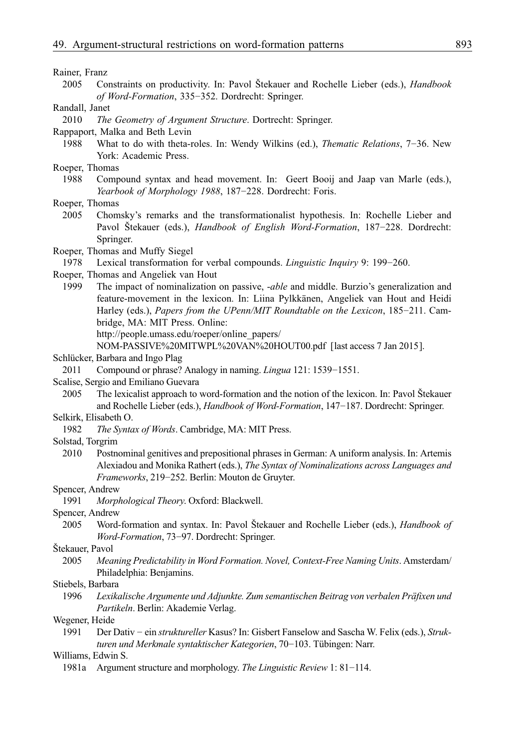Rainer, Franz

2005 Constraints on productivity. In: Pavol Štekauer and Rochelle Lieber (eds.), *Handbook of Word-Formation*, 335−352. Dordrecht: Springer.

Randall, Janet

2010 *The Geometry of Argument Structure*. Dortrecht: Springer.

Rappaport, Malka and Beth Levin

1988 What to do with theta-roles. In: Wendy Wilkins (ed.), *Thematic Relations*, 7−36. New York: Academic Press.

Roeper, Thomas

1988 Compound syntax and head movement. In: Geert Booij and Jaap van Marle (eds.), *Yearbook of Morphology 1988*, 187−228. Dordrecht: Foris.

Roeper, Thomas

2005 Chomsky's remarks and the transformationalist hypothesis. In: Rochelle Lieber and Pavol Štekauer (eds.), *Handbook of English Word-Formation*, 187−228. Dordrecht: Springer.

Roeper, Thomas and Muffy Siegel

1978 Lexical transformation for verbal compounds. *Linguistic Inquiry* 9: 199−260.

Roeper, Thomas and Angeliek van Hout

1999 The impact of nominalization on passive, *-able* and middle. Burzio's generalization and feature-movement in the lexicon. In: Liina Pylkkänen, Angeliek van Hout and Heidi Harley (eds.), *Papers from the UPenn/MIT Roundtable on the Lexicon*, 185−211. Cambridge, MA: MIT Press. Online: http://people.umass.edu/roeper/online_papers/NOM-PASSIVE%20MITWPL%20VAN%20HOUT00.pdf [last access 7 Jan 2015].

Schlücker, Barbara and Ingo Plag

2011 Compound or phrase? Analogy in naming. *Lingua* 121: 1539−1551.

Scalise, Sergio and Emiliano Guevara

2005 The lexicalist approach to word-formation and the notion of the lexicon. In: Pavol Štekauer and Rochelle Lieber (eds.), *Handbook of Word-Formation*, 147−187. Dordrecht: Springer.

Selkirk, Elisabeth O.

1982 *The Syntax of Words*. Cambridge, MA: MIT Press.

Solstad, Torgrim

2010 Postnominal genitives and prepositional phrases in German: A uniform analysis. In: Artemis Alexiadou and Monika Rathert (eds.), *The Syntax of Nominalizations across Languages and Frameworks*, 219−252. Berlin: Mouton de Gruyter.

Spencer, Andrew

1991 *Morphological Theory*. Oxford: Blackwell.

Spencer, Andrew

2005 Word-formation and syntax. In: Pavol Štekauer and Rochelle Lieber (eds.), *Handbook of Word-Formation*, 73−97. Dordrecht: Springer.

Štekauer, Pavol

2005 *Meaning Predictability in Word Formation. Novel, Context-Free Naming Units*. Amsterdam/Philadelphia: Benjamins.

Stiebels, Barbara

1996 *Lexikalische Argumente und Adjunkte. Zum semantischen Beitrag von verbalen Präfixen und Partikeln*. Berlin: Akademie Verlag.

Wegener, Heide

1991 Der Dativ − ein *struktureller* Kasus? In: Gisbert Fanselow and Sascha W. Felix (eds.), *Strukturen und Merkmale syntaktischer Kategorien*, 70−103. Tübingen: Narr.

Williams, Edwin S.

1981a Argument structure and morphology. *The Linguistic Review* 1: 81−114.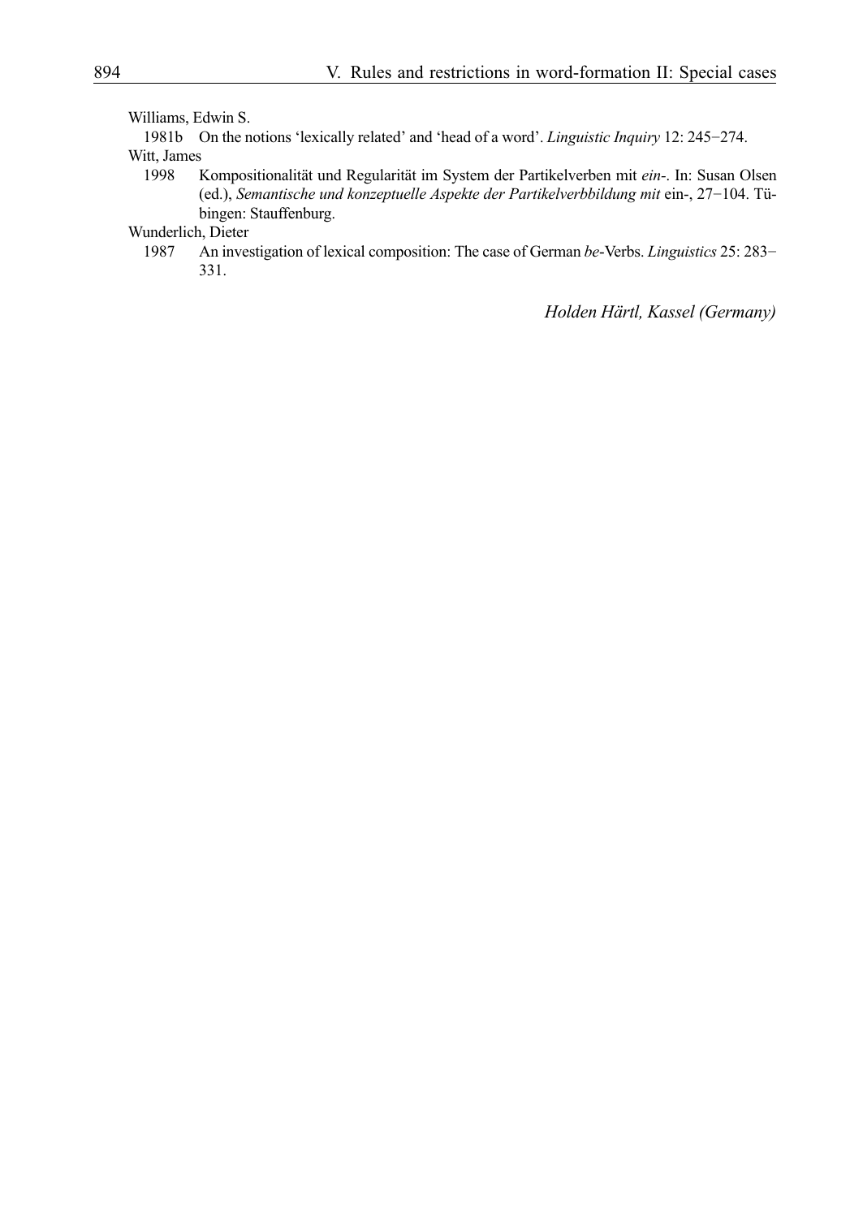Williams, Edwin S.

1981b On the notions 'lexically related' and 'head of a word'. *Linguistic Inquiry* 12: 245−274.

Witt, James

1998 Kompositionalität und Regularität im System der Partikelverben mit *ein-*. In: Susan Olsen (ed.), *Semantische und konzeptuelle Aspekte der Partikelverbbildung mit* ein-, 27−104. Tübingen: Stauffenburg.

Wunderlich, Dieter

1987 An investigation of lexical composition: The case of German *be*-Verbs. *Linguistics* 25: 283−331.

*Holden Härtl, Kassel (Germany)*